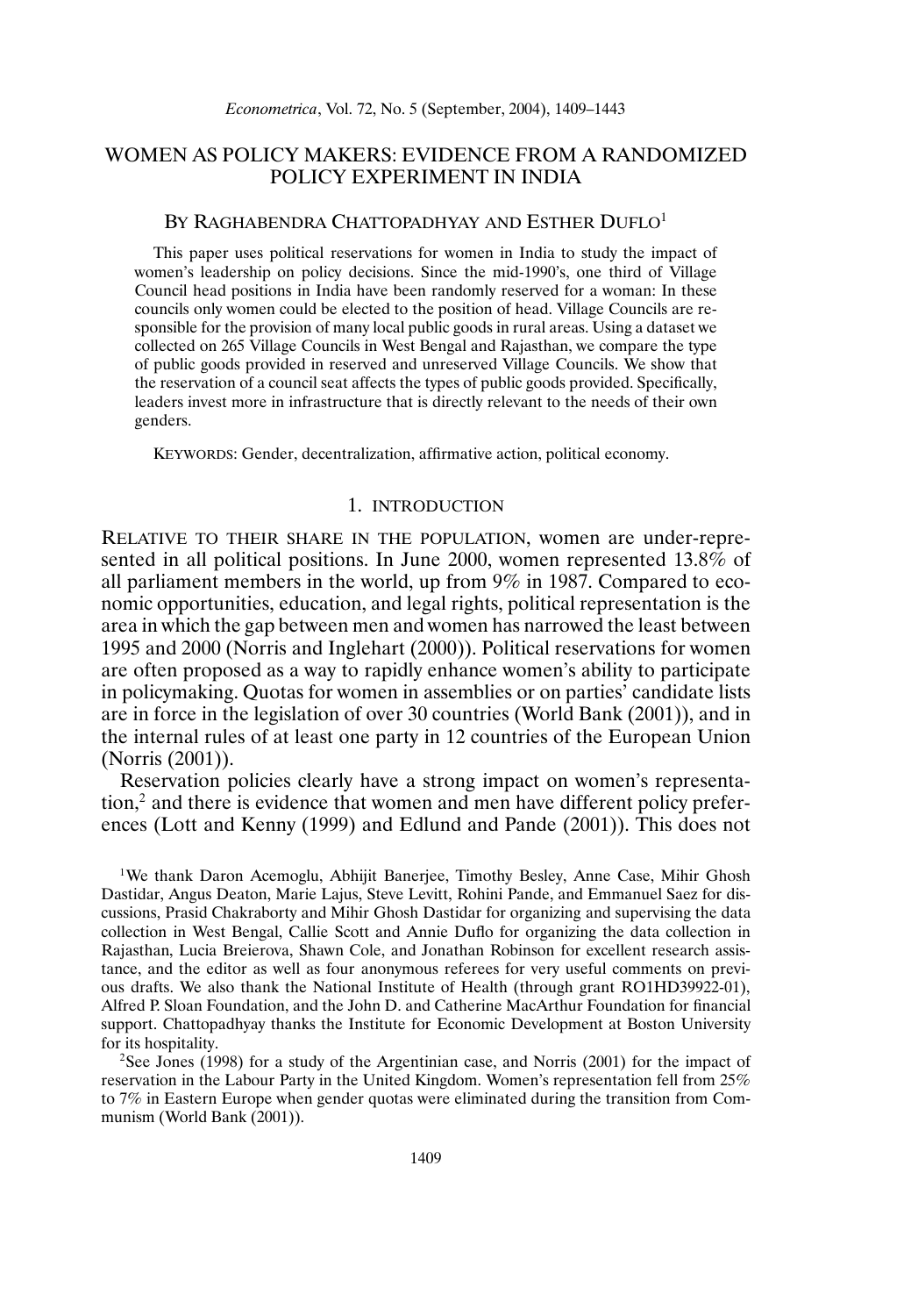# WOMEN AS POLICY MAKERS: EVIDENCE FROM A RANDOMIZED POLICY EXPERIMENT IN INDIA

BY RAGHABENDRA CHATTOPADHYAY AND ESTHER DUFLO[1]

This paper uses political reservations for women in India to study the impact of women's leadership on policy decisions. Since the mid-1990's, one third of Village Council head positions in India have been randomly reserved for a woman: In these councils only women could be elected to the position of head. Village Councils are responsible for the provision of many local public goods in rural areas. Using a dataset we collected on 265 Village Councils in West Bengal and Rajasthan, we compare the type of public goods provided in reserved and unreserved Village Councils. We show that the reservation of a council seat affects the types of public goods provided. Specifically, leaders invest more in infrastructure that is directly relevant to the needs of their own genders.

KEYWORDS: Gender, decentralization, affirmative action, political economy.

## 1. INTRODUCTION

RELATIVE TO THEIR SHARE IN THE POPULATION, women are under-represented in all political positions. In June 2000, women represented 13.8% of all parliament members in the world, up from 9% in 1987. Compared to economic opportunities, education, and legal rights, political representation is the area in which the gap between men and women has narrowed the least between 1995 and 2000 (Norris and Inglehart (2000)). Political reservations for women are often proposed as a way to rapidly enhance women's ability to participate in policymaking. Quotas for women in assemblies or on parties' candidate lists are in force in the legislation of over 30 countries (World Bank (2001)), and in the internal rules of at least one party in 12 countries of the European Union (Norris (2001)).

Reservation policies clearly have a strong impact on women's representation,[2] and there is evidence that women and men have different policy preferences (Lott and Kenny (1999) and Edlund and Pande (2001)). This does not

[1] We thank Daron Acemoglu, Abhijit Banerjee, Timothy Besley, Anne Case, Mihir Ghosh Dastidar, Angus Deaton, Marie Lajus, Steve Levitt, Rohini Pande, and Emmanuel Saez for discussions, Prasid Chakraborty and Mihir Ghosh Dastidar for organizing and supervising the data collection in West Bengal, Callie Scott and Annie Duflo for organizing the data collection in Rajasthan, Lucia Breierova, Shawn Cole, and Jonathan Robinson for excellent research assistance, and the editor as well as four anonymous referees for very useful comments on previous drafts. We also thank the National Institute of Health (through grant RO1HD39922-01), Alfred P. Sloan Foundation, and the John D. and Catherine MacArthur Foundation for financial support. Chattopadhyay thanks the Institute for Economic Development at Boston University for its hospitality.

[2] See Jones (1998) for a study of the Argentinian case, and Norris (2001) for the impact of reservation in the Labour Party in the United Kingdom. Women's representation fell from 25% to 7% in Eastern Europe when gender quotas were eliminated during the transition from Communism (World Bank (2001)).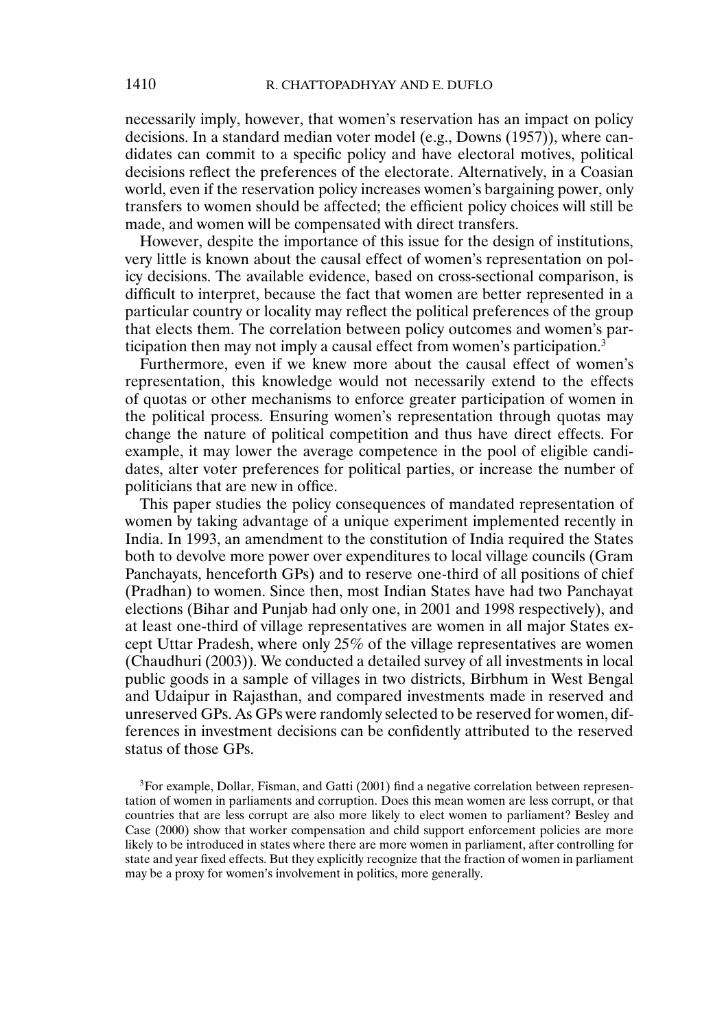necessarily imply, however, that women's reservation has an impact on policy decisions. In a standard median voter model (e.g., Downs (1957)), where candidates can commit to a specific policy and have electoral motives, political decisions reflect the preferences of the electorate. Alternatively, in a Coasian world, even if the reservation policy increases women's bargaining power, only transfers to women should be affected; the efficient policy choices will still be made, and women will be compensated with direct transfers.

However, despite the importance of this issue for the design of institutions, very little is known about the causal effect of women's representation on policy decisions. The available evidence, based on cross-sectional comparison, is difficult to interpret, because the fact that women are better represented in a particular country or locality may reflect the political preferences of the group that elects them. The correlation between policy outcomes and women's participation then may not imply a causal effect from women's participation.[3]

Furthermore, even if we knew more about the causal effect of women's representation, this knowledge would not necessarily extend to the effects of quotas or other mechanisms to enforce greater participation of women in the political process. Ensuring women's representation through quotas may change the nature of political competition and thus have direct effects. For example, it may lower the average competence in the pool of eligible candidates, alter voter preferences for political parties, or increase the number of politicians that are new in office.

This paper studies the policy consequences of mandated representation of women by taking advantage of a unique experiment implemented recently in India. In 1993, an amendment to the constitution of India required the States both to devolve more power over expenditures to local village councils (Gram Panchayats, henceforth GPs) and to reserve one-third of all positions of chief (Pradhan) to women. Since then, most Indian States have had two Panchayat elections (Bihar and Punjab had only one, in 2001 and 1998 respectively), and at least one-third of village representatives are women in all major States except Uttar Pradesh, where only 25% of the village representatives are women (Chaudhuri (2003)). We conducted a detailed survey of all investments in local public goods in a sample of villages in two districts, Birbhum in West Bengal and Udaipur in Rajasthan, and compared investments made in reserved and unreserved GPs. As GPs were randomly selected to be reserved for women, differences in investment decisions can be confidently attributed to the reserved status of those GPs.

[3]For example, Dollar, Fisman, and Gatti (2001) find a negative correlation between representation of women in parliaments and corruption. Does this mean women are less corrupt, or that countries that are less corrupt are also more likely to elect women to parliament? Besley and Case (2000) show that worker compensation and child support enforcement policies are more likely to be introduced in states where there are more women in parliament, after controlling for state and year fixed effects. But they explicitly recognize that the fraction of women in parliament may be a proxy for women's involvement in politics, more generally.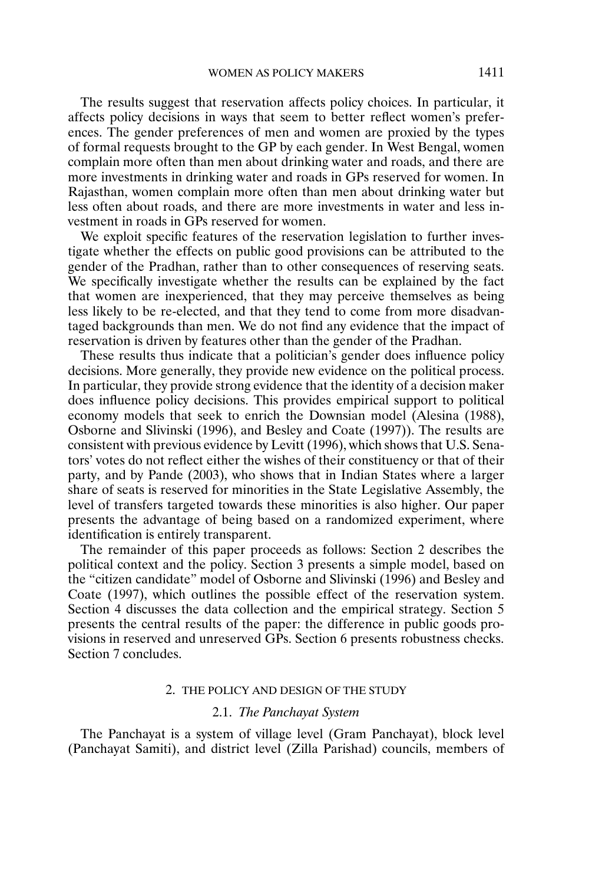The results suggest that reservation affects policy choices. In particular, it affects policy decisions in ways that seem to better reflect women's preferences. The gender preferences of men and women are proxied by the types of formal requests brought to the GP by each gender. In West Bengal, women complain more often than men about drinking water and roads, and there are more investments in drinking water and roads in GPs reserved for women. In Rajasthan, women complain more often than men about drinking water but less often about roads, and there are more investments in water and less investment in roads in GPs reserved for women.

We exploit specific features of the reservation legislation to further investigate whether the effects on public good provisions can be attributed to the gender of the Pradhan, rather than to other consequences of reserving seats. We specifically investigate whether the results can be explained by the fact that women are inexperienced, that they may perceive themselves as being less likely to be re-elected, and that they tend to come from more disadvantaged backgrounds than men. We do not find any evidence that the impact of reservation is driven by features other than the gender of the Pradhan.

These results thus indicate that a politician's gender does influence policy decisions. More generally, they provide new evidence on the political process. In particular, they provide strong evidence that the identity of a decision maker does influence policy decisions. This provides empirical support to political economy models that seek to enrich the Downsian model (Alesina (1988), Osborne and Slivinski (1996), and Besley and Coate (1997)). The results are consistent with previous evidence by Levitt (1996), which shows that U.S. Senators' votes do not reflect either the wishes of their constituency or that of their party, and by Pande (2003), who shows that in Indian States where a larger share of seats is reserved for minorities in the State Legislative Assembly, the level of transfers targeted towards these minorities is also higher. Our paper presents the advantage of being based on a randomized experiment, where identification is entirely transparent.

The remainder of this paper proceeds as follows: Section 2 describes the political context and the policy. Section 3 presents a simple model, based on the "citizen candidate" model of Osborne and Slivinski (1996) and Besley and Coate (1997), which outlines the possible effect of the reservation system. Section 4 discusses the data collection and the empirical strategy. Section 5 presents the central results of the paper: the difference in public goods provisions in reserved and unreserved GPs. Section 6 presents robustness checks. Section 7 concludes.

## 2. THE POLICY AND DESIGN OF THE STUDY

### 2.1. *The Panchayat System*

The Panchayat is a system of village level (Gram Panchayat), block level (Panchayat Samiti), and district level (Zilla Parishad) councils, members of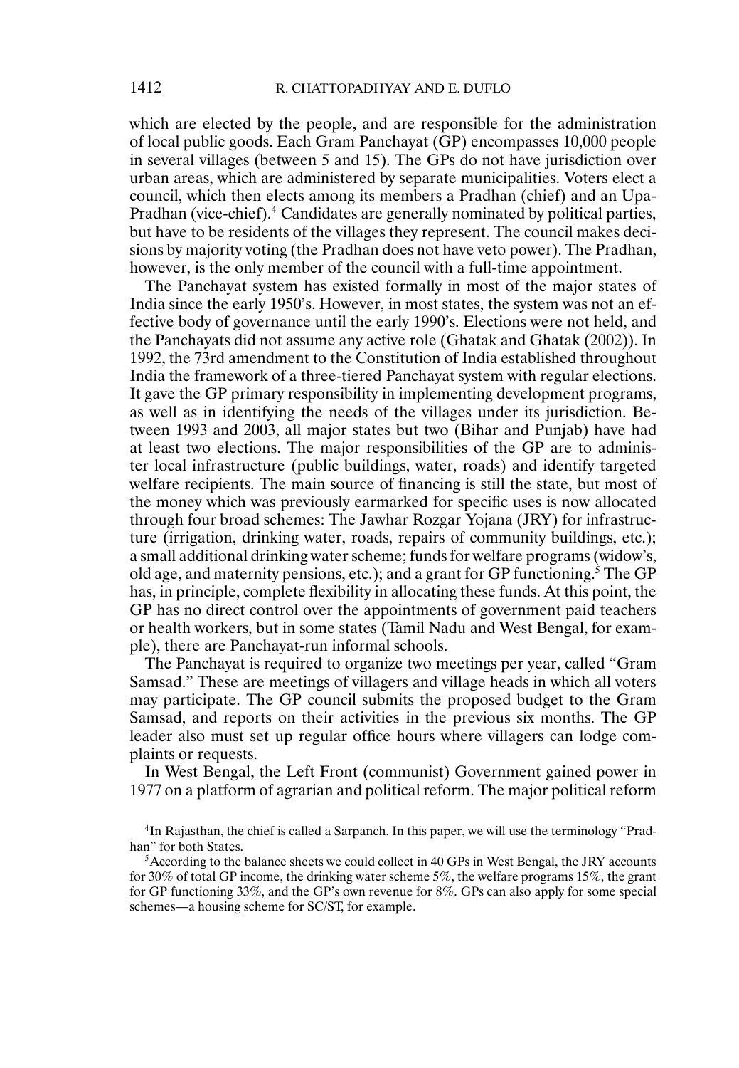which are elected by the people, and are responsible for the administration of local public goods. Each Gram Panchayat (GP) encompasses 10,000 people in several villages (between 5 and 15). The GPs do not have jurisdiction over urban areas, which are administered by separate municipalities. Voters elect a council, which then elects among its members a Pradhan (chief) and an Upa-Pradhan (vice-chief).[4] Candidates are generally nominated by political parties, but have to be residents of the villages they represent. The council makes decisions by majority voting (the Pradhan does not have veto power). The Pradhan, however, is the only member of the council with a full-time appointment.

The Panchayat system has existed formally in most of the major states of India since the early 1950's. However, in most states, the system was not an effective body of governance until the early 1990's. Elections were not held, and the Panchayats did not assume any active role (Ghatak and Ghatak (2002)). In 1992, the 73rd amendment to the Constitution of India established throughout India the framework of a three-tiered Panchayat system with regular elections. It gave the GP primary responsibility in implementing development programs, as well as in identifying the needs of the villages under its jurisdiction. Between 1993 and 2003, all major states but two (Bihar and Punjab) have had at least two elections. The major responsibilities of the GP are to administer local infrastructure (public buildings, water, roads) and identify targeted welfare recipients. The main source of financing is still the state, but most of the money which was previously earmarked for specific uses is now allocated through four broad schemes: The Jawhar Rozgar Yojana (JRY) for infrastructure (irrigation, drinking water, roads, repairs of community buildings, etc.); a small additional drinking water scheme; funds for welfare programs (widow's, old age, and maternity pensions, etc.); and a grant for GP functioning.[5] The GP has, in principle, complete flexibility in allocating these funds. At this point, the GP has no direct control over the appointments of government paid teachers or health workers, but in some states (Tamil Nadu and West Bengal, for example), there are Panchayat-run informal schools.

The Panchayat is required to organize two meetings per year, called "Gram Samsad." These are meetings of villagers and village heads in which all voters may participate. The GP council submits the proposed budget to the Gram Samsad, and reports on their activities in the previous six months. The GP leader also must set up regular office hours where villagers can lodge complaints or requests.

In West Bengal, the Left Front (communist) Government gained power in 1977 on a platform of agrarian and political reform. The major political reform

[4] In Rajasthan, the chief is called a Sarpanch. In this paper, we will use the terminology "Pradhan" for both States.

[5] According to the balance sheets we could collect in 40 GPs in West Bengal, the JRY accounts for 30% of total GP income, the drinking water scheme 5%, the welfare programs 15%, the grant for GP functioning 33%, and the GP's own revenue for 8%. GPs can also apply for some special schemes—a housing scheme for SC/ST, for example.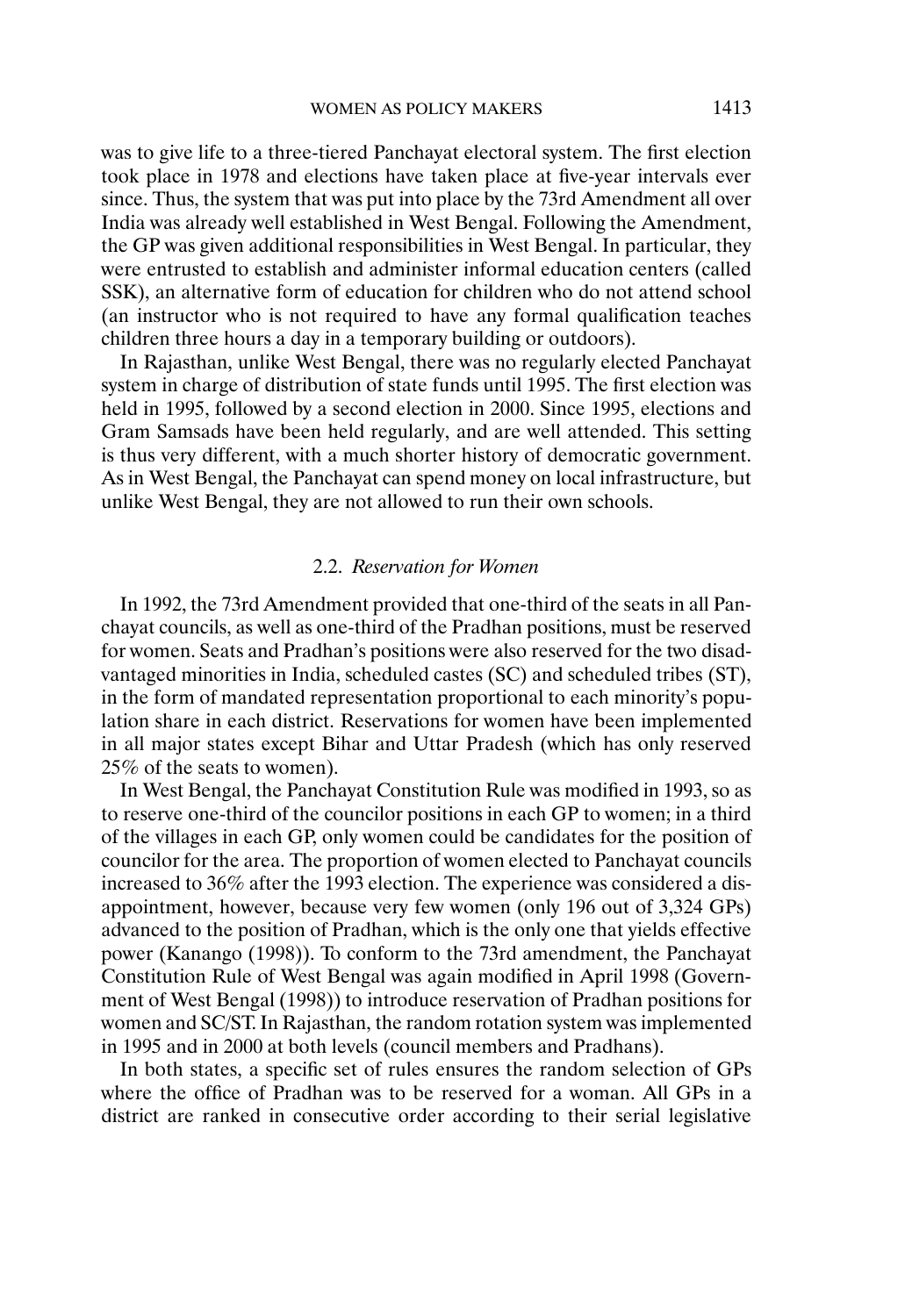was to give life to a three-tiered Panchayat electoral system. The first election took place in 1978 and elections have taken place at five-year intervals ever since. Thus, the system that was put into place by the 73rd Amendment all over India was already well established in West Bengal. Following the Amendment, the GP was given additional responsibilities in West Bengal. In particular, they were entrusted to establish and administer informal education centers (called SSK), an alternative form of education for children who do not attend school (an instructor who is not required to have any formal qualification teaches children three hours a day in a temporary building or outdoors).

In Rajasthan, unlike West Bengal, there was no regularly elected Panchayat system in charge of distribution of state funds until 1995. The first election was held in 1995, followed by a second election in 2000. Since 1995, elections and Gram Samsads have been held regularly, and are well attended. This setting is thus very different, with a much shorter history of democratic government. As in West Bengal, the Panchayat can spend money on local infrastructure, but unlike West Bengal, they are not allowed to run their own schools.

### 2.2. *Reservation for Women*

In 1992, the 73rd Amendment provided that one-third of the seats in all Panchayat councils, as well as one-third of the Pradhan positions, must be reserved for women. Seats and Pradhan's positions were also reserved for the two disadvantaged minorities in India, scheduled castes (SC) and scheduled tribes (ST), in the form of mandated representation proportional to each minority's population share in each district. Reservations for women have been implemented in all major states except Bihar and Uttar Pradesh (which has only reserved 25% of the seats to women).

In West Bengal, the Panchayat Constitution Rule was modified in 1993, so as to reserve one-third of the councilor positions in each GP to women; in a third of the villages in each GP, only women could be candidates for the position of councilor for the area. The proportion of women elected to Panchayat councils increased to 36% after the 1993 election. The experience was considered a disappointment, however, because very few women (only 196 out of 3,324 GPs) advanced to the position of Pradhan, which is the only one that yields effective power (Kanango (1998)). To conform to the 73rd amendment, the Panchayat Constitution Rule of West Bengal was again modified in April 1998 (Government of West Bengal (1998)) to introduce reservation of Pradhan positions for women and SC/ST. In Rajasthan, the random rotation system was implemented in 1995 and in 2000 at both levels (council members and Pradhans).

In both states, a specific set of rules ensures the random selection of GPs where the office of Pradhan was to be reserved for a woman. All GPs in a district are ranked in consecutive order according to their serial legislative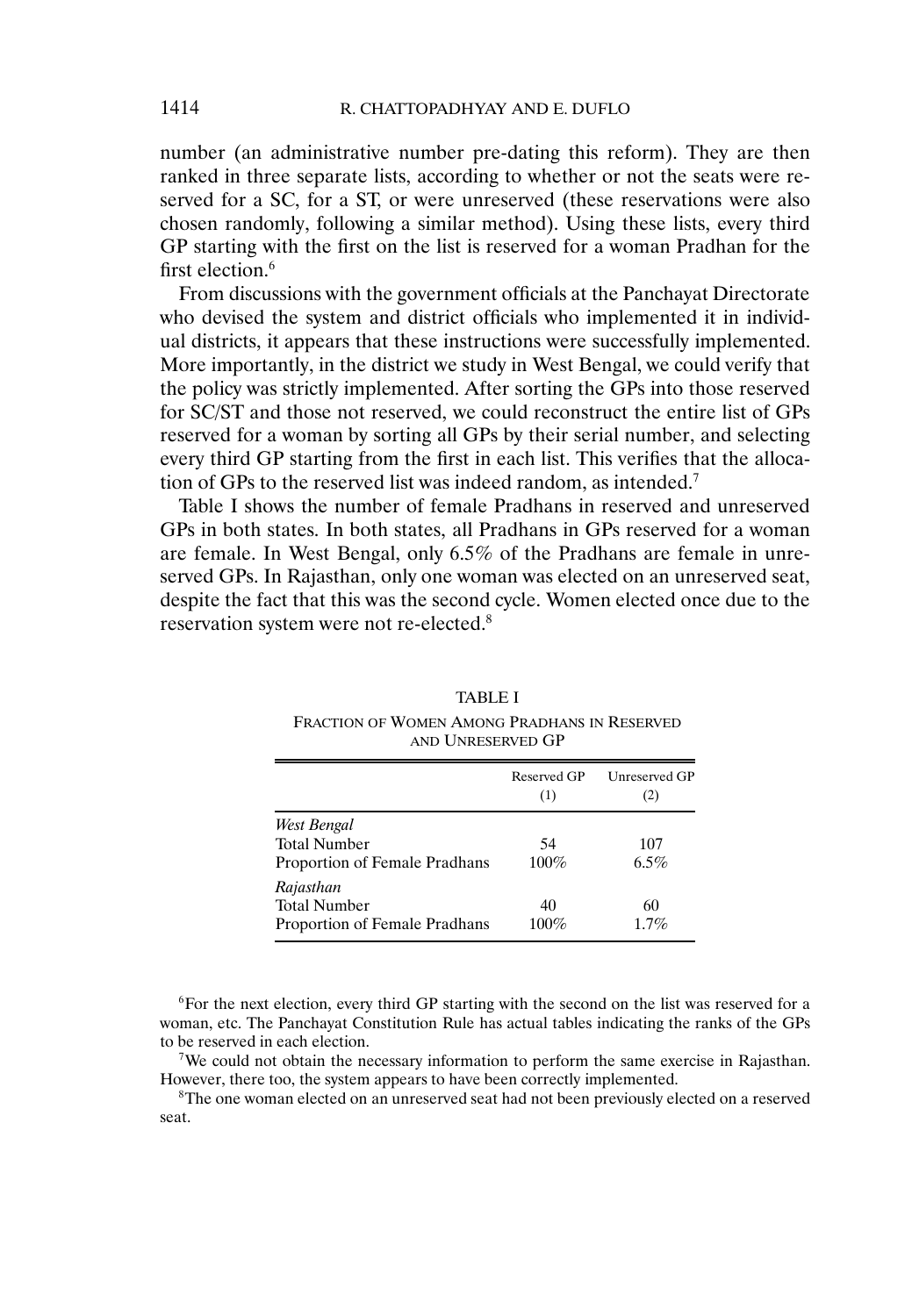number (an administrative number pre-dating this reform). They are then ranked in three separate lists, according to whether or not the seats were reserved for a SC, for a ST, or were unreserved (these reservations were also chosen randomly, following a similar method). Using these lists, every third GP starting with the first on the list is reserved for a woman Pradhan for the first election.[6]

From discussions with the government officials at the Panchayat Directorate who devised the system and district officials who implemented it in individual districts, it appears that these instructions were successfully implemented. More importantly, in the district we study in West Bengal, we could verify that the policy was strictly implemented. After sorting the GPs into those reserved for SC/ST and those not reserved, we could reconstruct the entire list of GPs reserved for a woman by sorting all GPs by their serial number, and selecting every third GP starting from the first in each list. This verifies that the allocation of GPs to the reserved list was indeed random, as intended.[7]

Table I shows the number of female Pradhans in reserved and unreserved GPs in both states. In both states, all Pradhans in GPs reserved for a woman are female. In West Bengal, only 6.5% of the Pradhans are female in unreserved GPs. In Rajasthan, only one woman was elected on an unreserved seat, despite the fact that this was the second cycle. Women elected once due to the reservation system were not re-elected.[8]

TABLE I

FRACTION OF WOMEN AMONG PRADHANS IN RESERVED AND UNRESERVED GP

| | Reserved GP (1) | Unreserved GP (2) |
|---|---|---|
| *West Bengal* | | |
| Total Number | 54 | 107 |
| Proportion of Female Pradhans | 100% | 6.5% |
| *Rajasthan* | | |
| Total Number | 40 | 60 |
| Proportion of Female Pradhans | 100% | 1.7% |

[6]For the next election, every third GP starting with the second on the list was reserved for a woman, etc. The Panchayat Constitution Rule has actual tables indicating the ranks of the GPs to be reserved in each election.

[7]We could not obtain the necessary information to perform the same exercise in Rajasthan. However, there too, the system appears to have been correctly implemented.

[8]The one woman elected on an unreserved seat had not been previously elected on a reserved seat.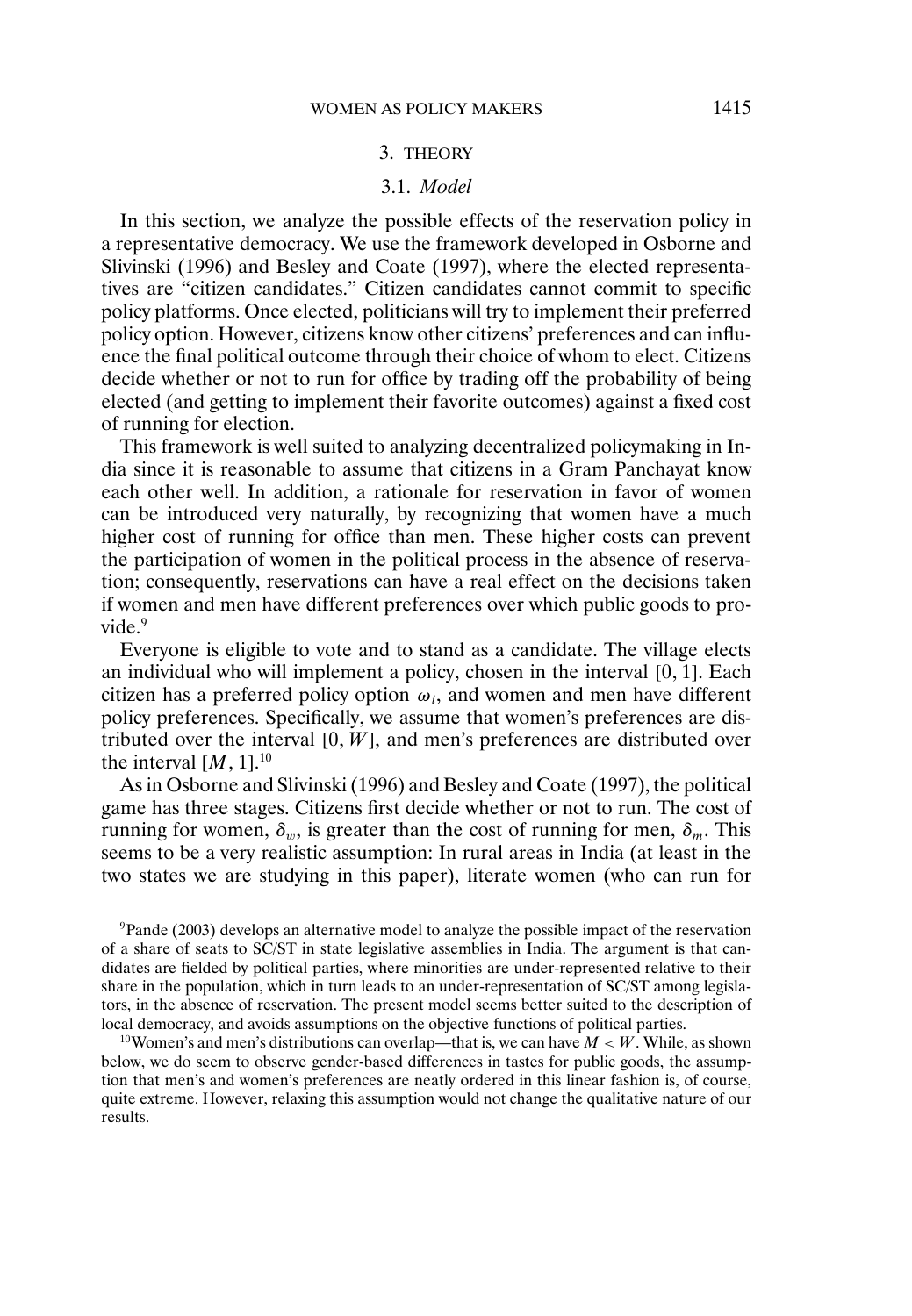## 3. THEORY

### 3.1. *Model*

In this section, we analyze the possible effects of the reservation policy in a representative democracy. We use the framework developed in Osborne and Slivinski (1996) and Besley and Coate (1997), where the elected representatives are "citizen candidates." Citizen candidates cannot commit to specific policy platforms. Once elected, politicians will try to implement their preferred policy option. However, citizens know other citizens' preferences and can influence the final political outcome through their choice of whom to elect. Citizens decide whether or not to run for office by trading off the probability of being elected (and getting to implement their favorite outcomes) against a fixed cost of running for election.

This framework is well suited to analyzing decentralized policymaking in India since it is reasonable to assume that citizens in a Gram Panchayat know each other well. In addition, a rationale for reservation in favor of women can be introduced very naturally, by recognizing that women have a much higher cost of running for office than men. These higher costs can prevent the participation of women in the political process in the absence of reservation; consequently, reservations can have a real effect on the decisions taken if women and men have different preferences over which public goods to provide.[9]

Everyone is eligible to vote and to stand as a candidate. The village elects an individual who will implement a policy, chosen in the interval $[0, 1]$. Each citizen has a preferred policy option $\omega_i$, and women and men have different policy preferences. Specifically, we assume that women's preferences are distributed over the interval $[0, W]$, and men's preferences are distributed over the interval $[M, 1]$.[10]

As in Osborne and Slivinski (1996) and Besley and Coate (1997), the political game has three stages. Citizens first decide whether or not to run. The cost of running for women, $\delta_w$, is greater than the cost of running for men, $\delta_m$. This seems to be a very realistic assumption: In rural areas in India (at least in the two states we are studying in this paper), literate women (who can run for

[9]Pande (2003) develops an alternative model to analyze the possible impact of the reservation of a share of seats to SC/ST in state legislative assemblies in India. The argument is that candidates are fielded by political parties, where minorities are under-represented relative to their share in the population, which in turn leads to an under-representation of SC/ST among legislators, in the absence of reservation. The present model seems better suited to the description of local democracy, and avoids assumptions on the objective functions of political parties.

[10]Women's and men's distributions can overlap—that is, we can have $M < W$. While, as shown below, we do seem to observe gender-based differences in tastes for public goods, the assumption that men's and women's preferences are neatly ordered in this linear fashion is, of course, quite extreme. However, relaxing this assumption would not change the qualitative nature of our results.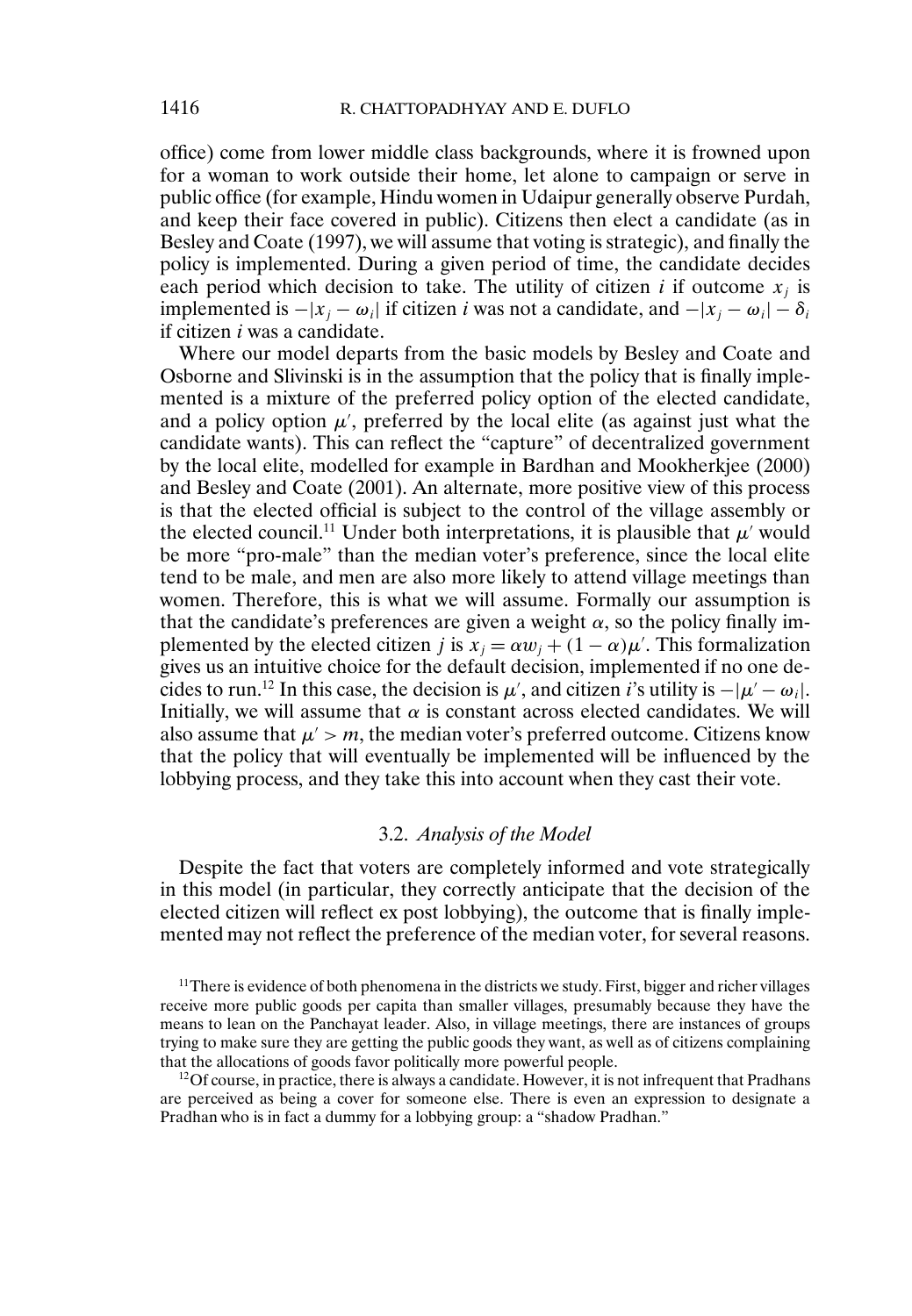office) come from lower middle class backgrounds, where it is frowned upon for a woman to work outside their home, let alone to campaign or serve in public office (for example, Hindu women in Udaipur generally observe Purdah, and keep their face covered in public). Citizens then elect a candidate (as in Besley and Coate (1997), we will assume that voting is strategic), and finally the policy is implemented. During a given period of time, the candidate decides each period which decision to take. The utility of citizen $i$ if outcome $x_j$ is implemented is $-|x_j - \omega_i|$ if citizen $i$ was not a candidate, and $-|x_j - \omega_i| - \delta_i$ if citizen $i$ was a candidate.

Where our model departs from the basic models by Besley and Coate and Osborne and Slivinski is in the assumption that the policy that is finally implemented is a mixture of the preferred policy option of the elected candidate, and a policy option $\mu'$, preferred by the local elite (as against just what the candidate wants). This can reflect the "capture" of decentralized government by the local elite, modelled for example in Bardhan and Mookherkjee (2000) and Besley and Coate (2001). An alternate, more positive view of this process is that the elected official is subject to the control of the village assembly or the elected council.[11] Under both interpretations, it is plausible that $\mu'$ would be more "pro-male" than the median voter's preference, since the local elite tend to be male, and men are also more likely to attend village meetings than women. Therefore, this is what we will assume. Formally our assumption is that the candidate's preferences are given a weight $\alpha$, so the policy finally implemented by the elected citizen $j$ is $x_j = \alpha w_j + (1 - \alpha)\mu'$. This formalization gives us an intuitive choice for the default decision, implemented if no one decides to run.[12] In this case, the decision is $\mu'$, and citizen $i$'s utility is $-|\mu' - \omega_i|$. Initially, we will assume that $\alpha$ is constant across elected candidates. We will also assume that $\mu' > m$, the median voter's preferred outcome. Citizens know that the policy that will eventually be implemented will be influenced by the lobbying process, and they take this into account when they cast their vote.

### 3.2. *Analysis of the Model*

Despite the fact that voters are completely informed and vote strategically in this model (in particular, they correctly anticipate that the decision of the elected citizen will reflect ex post lobbying), the outcome that is finally implemented may not reflect the preference of the median voter, for several reasons.

[11]There is evidence of both phenomena in the districts we study. First, bigger and richer villages receive more public goods per capita than smaller villages, presumably because they have the means to lean on the Panchayat leader. Also, in village meetings, there are instances of groups trying to make sure they are getting the public goods they want, as well as of citizens complaining that the allocations of goods favor politically more powerful people.

[12]Of course, in practice, there is always a candidate. However, it is not infrequent that Pradhans are perceived as being a cover for someone else. There is even an expression to designate a Pradhan who is in fact a dummy for a lobbying group: a "shadow Pradhan."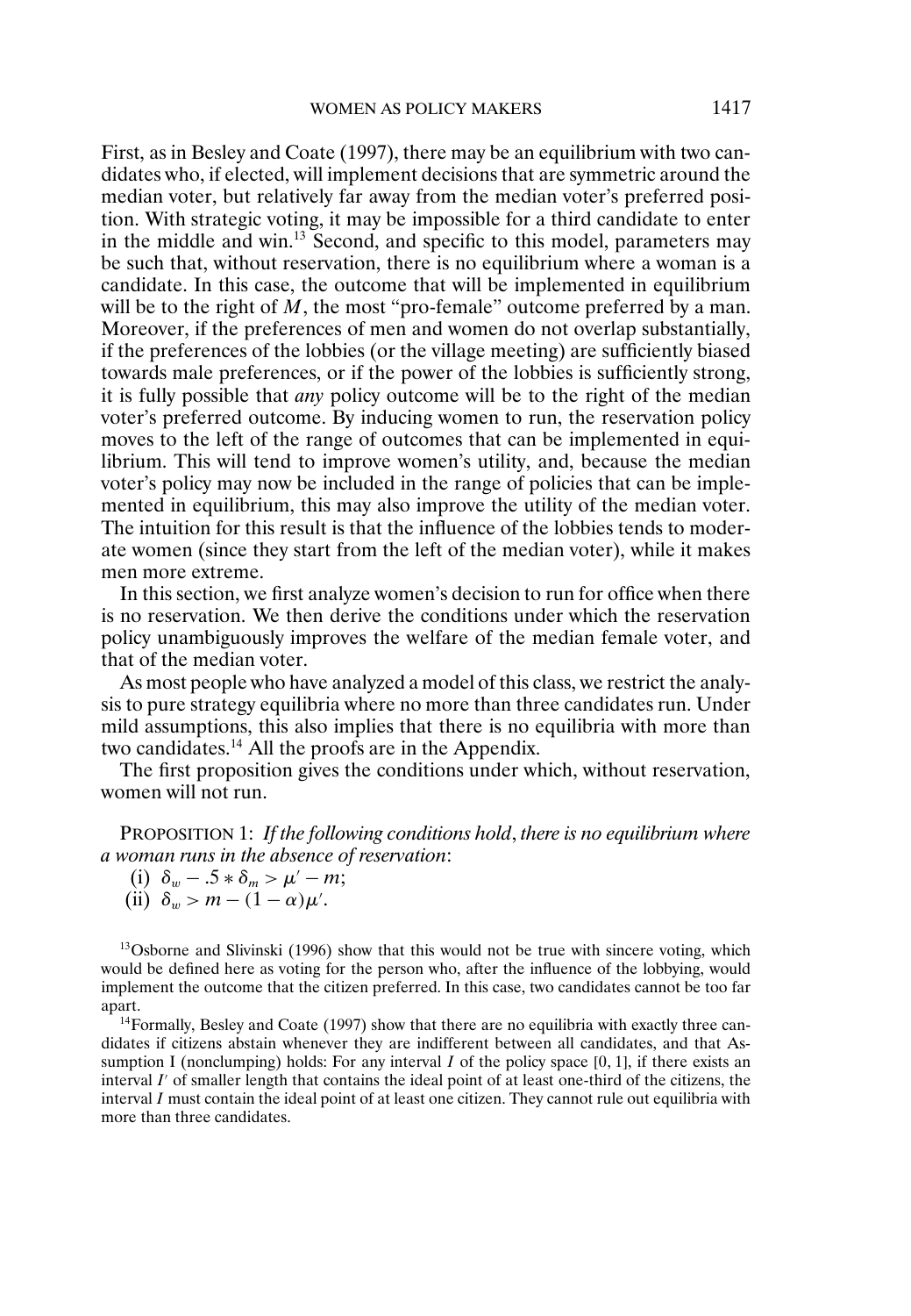First, as in Besley and Coate (1997), there may be an equilibrium with two candidates who, if elected, will implement decisions that are symmetric around the median voter, but relatively far away from the median voter's preferred position. With strategic voting, it may be impossible for a third candidate to enter in the middle and win.[13] Second, and specific to this model, parameters may be such that, without reservation, there is no equilibrium where a woman is a candidate. In this case, the outcome that will be implemented in equilibrium will be to the right of $M$, the most "pro-female" outcome preferred by a man. Moreover, if the preferences of men and women do not overlap substantially, if the preferences of the lobbies (or the village meeting) are sufficiently biased towards male preferences, or if the power of the lobbies is sufficiently strong, it is fully possible that *any* policy outcome will be to the right of the median voter's preferred outcome. By inducing women to run, the reservation policy moves to the left of the range of outcomes that can be implemented in equilibrium. This will tend to improve women's utility, and, because the median voter's policy may now be included in the range of policies that can be implemented in equilibrium, this may also improve the utility of the median voter. The intuition for this result is that the influence of the lobbies tends to moderate women (since they start from the left of the median voter), while it makes men more extreme.

In this section, we first analyze women's decision to run for office when there is no reservation. We then derive the conditions under which the reservation policy unambiguously improves the welfare of the median female voter, and that of the median voter.

As most people who have analyzed a model of this class, we restrict the analysis to pure strategy equilibria where no more than three candidates run. Under mild assumptions, this also implies that there is no equilibria with more than two candidates.[14] All the proofs are in the Appendix.

The first proposition gives the conditions under which, without reservation, women will not run.

PROPOSITION 1: *If the following conditions hold, there is no equilibrium where a woman runs in the absence of reservation*:

(i) $\delta_w - .5 * \delta_m > \mu' - m$;

(ii) $\delta_w > m - (1 - \alpha)\mu'$.

[13]Osborne and Slivinski (1996) show that this would not be true with sincere voting, which would be defined here as voting for the person who, after the influence of the lobbying, would implement the outcome that the citizen preferred. In this case, two candidates cannot be too far apart.

[14]Formally, Besley and Coate (1997) show that there are no equilibria with exactly three candidates if citizens abstain whenever they are indifferent between all candidates, and that Assumption I (nonclumping) holds: For any interval $I$ of the policy space [0, 1], if there exists an interval $I'$ of smaller length that contains the ideal point of at least one-third of the citizens, the interval $I$ must contain the ideal point of at least one citizen. They cannot rule out equilibria with more than three candidates.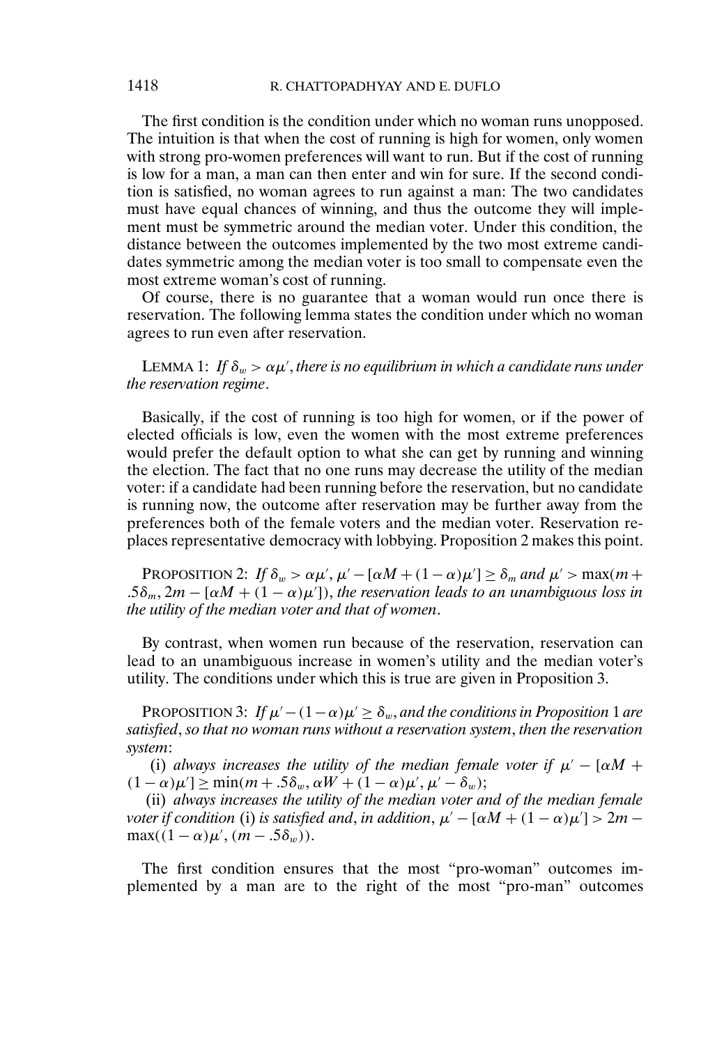The first condition is the condition under which no woman runs unopposed. The intuition is that when the cost of running is high for women, only women with strong pro-women preferences will want to run. But if the cost of running is low for a man, a man can then enter and win for sure. If the second condition is satisfied, no woman agrees to run against a man: The two candidates must have equal chances of winning, and thus the outcome they will implement must be symmetric around the median voter. Under this condition, the distance between the outcomes implemented by the two most extreme candidates symmetric among the median voter is too small to compensate even the most extreme woman's cost of running.

Of course, there is no guarantee that a woman would run once there is reservation. The following lemma states the condition under which no woman agrees to run even after reservation.

LEMMA 1: *If $\delta_w > \alpha\mu'$, there is no equilibrium in which a candidate runs under the reservation regime.*

Basically, if the cost of running is too high for women, or if the power of elected officials is low, even the women with the most extreme preferences would prefer the default option to what she can get by running and winning the election. The fact that no one runs may decrease the utility of the median voter: if a candidate had been running before the reservation, but no candidate is running now, the outcome after reservation may be further away from the preferences both of the female voters and the median voter. Reservation replaces representative democracy with lobbying. Proposition 2 makes this point.

PROPOSITION 2: *If $\delta_w > \alpha\mu'$, $\mu' - [\alpha M + (1-\alpha)\mu'] \geq \delta_m$ and $\mu' > \max(m + .5\delta_m, 2m - [\alpha M + (1-\alpha)\mu'])$, the reservation leads to an unambiguous loss in the utility of the median voter and that of women.*

By contrast, when women run because of the reservation, reservation can lead to an unambiguous increase in women's utility and the median voter's utility. The conditions under which this is true are given in Proposition 3.

PROPOSITION 3: *If $\mu' - (1-\alpha)\mu' \geq \delta_w$, and the conditions in Proposition 1 are satisfied, so that no woman runs without a reservation system, then the reservation system:*

(i) *always increases the utility of the median female voter if $\mu' - [\alpha M + (1-\alpha)\mu'] \geq \min(m + .5\delta_w, \alpha W + (1-\alpha)\mu', \mu' - \delta_w)$;*

(ii) *always increases the utility of the median voter and of the median female voter if condition* (i) *is satisfied, and, in addition, $\mu' - [\alpha M + (1-\alpha)\mu'] > 2m - \max((1-\alpha)\mu', (m - .5\delta_w))$.*

The first condition ensures that the most "pro-woman" outcomes implemented by a man are to the right of the most "pro-man" outcomes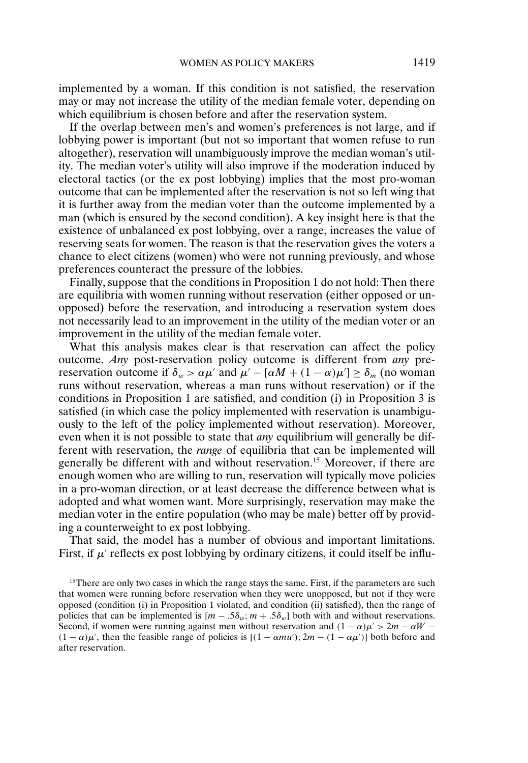implemented by a woman. If this condition is not satisfied, the reservation may or may not increase the utility of the median female voter, depending on which equilibrium is chosen before and after the reservation system.

If the overlap between men's and women's preferences is not large, and if lobbying power is important (but not so important that women refuse to run altogether), reservation will unambiguously improve the median woman's utility. The median voter's utility will also improve if the moderation induced by electoral tactics (or the ex post lobbying) implies that the most pro-woman outcome that can be implemented after the reservation is not so left wing that it is further away from the median voter than the outcome implemented by a man (which is ensured by the second condition). A key insight here is that the existence of unbalanced ex post lobbying, over a range, increases the value of reserving seats for women. The reason is that the reservation gives the voters a chance to elect citizens (women) who were not running previously, and whose preferences counteract the pressure of the lobbies.

Finally, suppose that the conditions in Proposition 1 do not hold: Then there are equilibria with women running without reservation (either opposed or unopposed) before the reservation, and introducing a reservation system does not necessarily lead to an improvement in the utility of the median voter or an improvement in the utility of the median female voter.

What this analysis makes clear is that reservation can affect the policy outcome. *Any* post-reservation policy outcome is different from *any* pre-reservation outcome if $\delta_w > \alpha\mu'$ and $\mu' - [\alpha M + (1-\alpha)\mu'] \geq \delta_m$ (no woman runs without reservation, whereas a man runs without reservation) or if the conditions in Proposition 1 are satisfied, and condition (i) in Proposition 3 is satisfied (in which case the policy implemented with reservation is unambiguously to the left of the policy implemented without reservation). Moreover, even when it is not possible to state that *any* equilibrium will generally be different with reservation, the *range* of equilibria that can be implemented will generally be different with and without reservation.[15] Moreover, if there are enough women who are willing to run, reservation will typically move policies in a pro-woman direction, or at least decrease the difference between what is adopted and what women want. More surprisingly, reservation may make the median voter in the entire population (who may be male) better off by providing a counterweight to ex post lobbying.

That said, the model has a number of obvious and important limitations. First, if $\mu'$ reflects ex post lobbying by ordinary citizens, it could itself be influ-

[15]There are only two cases in which the range stays the same. First, if the parameters are such that women were running before reservation when they were unopposed, but not if they were opposed (condition (i) in Proposition 1 violated, and condition (ii) satisfied), then the range of policies that can be implemented is $[m - .5\delta_w; m + .5\delta_w]$ both with and without reservations. Second, if women were running against men without reservation and $(1-\alpha)\mu' > 2m - \alpha W - (1-\alpha)\mu'$, then the feasible range of policies is $[(1 - \alpha mu'); 2m - (1 - \alpha\mu')]$ both before and after reservation.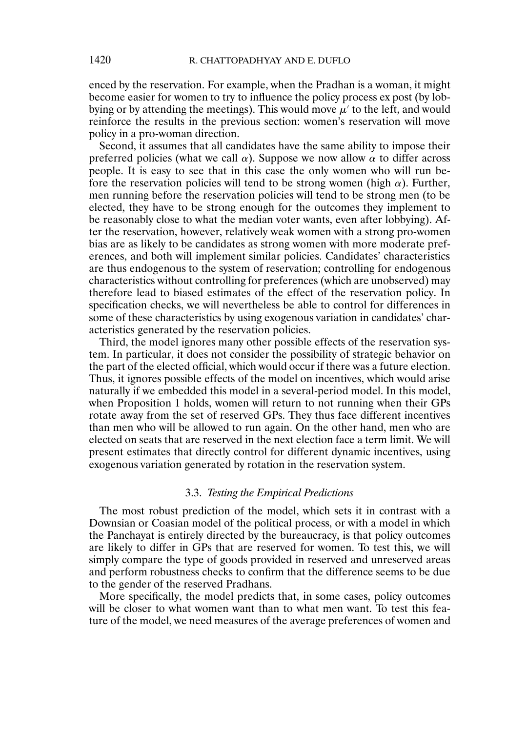enced by the reservation. For example, when the Pradhan is a woman, it might become easier for women to try to influence the policy process ex post (by lobbying or by attending the meetings). This would move $\mu'$ to the left, and would reinforce the results in the previous section: women's reservation will move policy in a pro-woman direction.

Second, it assumes that all candidates have the same ability to impose their preferred policies (what we call $\alpha$). Suppose we now allow $\alpha$ to differ across people. It is easy to see that in this case the only women who will run before the reservation policies will tend to be strong women (high $\alpha$). Further, men running before the reservation policies will tend to be strong men (to be elected, they have to be strong enough for the outcomes they implement to be reasonably close to what the median voter wants, even after lobbying). After the reservation, however, relatively weak women with a strong pro-women bias are as likely to be candidates as strong women with more moderate preferences, and both will implement similar policies. Candidates' characteristics are thus endogenous to the system of reservation; controlling for endogenous characteristics without controlling for preferences (which are unobserved) may therefore lead to biased estimates of the effect of the reservation policy. In specification checks, we will nevertheless be able to control for differences in some of these characteristics by using exogenous variation in candidates' characteristics generated by the reservation policies.

Third, the model ignores many other possible effects of the reservation system. In particular, it does not consider the possibility of strategic behavior on the part of the elected official, which would occur if there was a future election. Thus, it ignores possible effects of the model on incentives, which would arise naturally if we embedded this model in a several-period model. In this model, when Proposition 1 holds, women will return to not running when their GPs rotate away from the set of reserved GPs. They thus face different incentives than men who will be allowed to run again. On the other hand, men who are elected on seats that are reserved in the next election face a term limit. We will present estimates that directly control for different dynamic incentives, using exogenous variation generated by rotation in the reservation system.

### 3.3. *Testing the Empirical Predictions*

The most robust prediction of the model, which sets it in contrast with a Downsian or Coasian model of the political process, or with a model in which the Panchayat is entirely directed by the bureaucracy, is that policy outcomes are likely to differ in GPs that are reserved for women. To test this, we will simply compare the type of goods provided in reserved and unreserved areas and perform robustness checks to confirm that the difference seems to be due to the gender of the reserved Pradhans.

More specifically, the model predicts that, in some cases, policy outcomes will be closer to what women want than to what men want. To test this feature of the model, we need measures of the average preferences of women and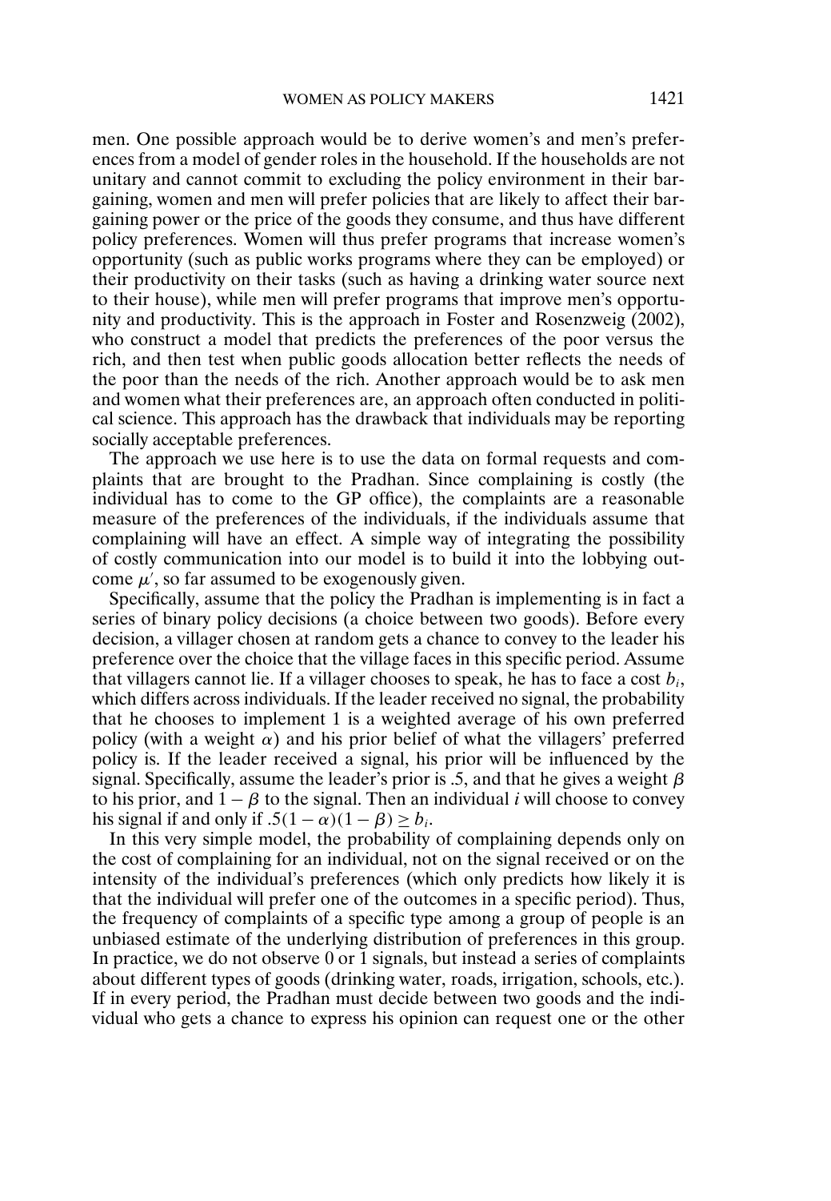men. One possible approach would be to derive women's and men's preferences from a model of gender roles in the household. If the households are not unitary and cannot commit to excluding the policy environment in their bargaining, women and men will prefer policies that are likely to affect their bargaining power or the price of the goods they consume, and thus have different policy preferences. Women will thus prefer programs that increase women's opportunity (such as public works programs where they can be employed) or their productivity on their tasks (such as having a drinking water source next to their house), while men will prefer programs that improve men's opportunity and productivity. This is the approach in Foster and Rosenzweig (2002), who construct a model that predicts the preferences of the poor versus the rich, and then test when public goods allocation better reflects the needs of the poor than the needs of the rich. Another approach would be to ask men and women what their preferences are, an approach often conducted in political science. This approach has the drawback that individuals may be reporting socially acceptable preferences.

The approach we use here is to use the data on formal requests and complaints that are brought to the Pradhan. Since complaining is costly (the individual has to come to the GP office), the complaints are a reasonable measure of the preferences of the individuals, if the individuals assume that complaining will have an effect. A simple way of integrating the possibility of costly communication into our model is to build it into the lobbying outcome $\mu'$, so far assumed to be exogenously given.

Specifically, assume that the policy the Pradhan is implementing is in fact a series of binary policy decisions (a choice between two goods). Before every decision, a villager chosen at random gets a chance to convey to the leader his preference over the choice that the village faces in this specific period. Assume that villagers cannot lie. If a villager chooses to speak, he has to face a cost $b_i$, which differs across individuals. If the leader received no signal, the probability that he chooses to implement 1 is a weighted average of his own preferred policy (with a weight $\alpha$) and his prior belief of what the villagers' preferred policy is. If the leader received a signal, his prior will be influenced by the signal. Specifically, assume the leader's prior is .5, and that he gives a weight $\beta$ to his prior, and $1 - \beta$ to the signal. Then an individual $i$ will choose to convey his signal if and only if $.5(1 - \alpha)(1 - \beta) \geq b_i$.

In this very simple model, the probability of complaining depends only on the cost of complaining for an individual, not on the signal received or on the intensity of the individual's preferences (which only predicts how likely it is that the individual will prefer one of the outcomes in a specific period). Thus, the frequency of complaints of a specific type among a group of people is an unbiased estimate of the underlying distribution of preferences in this group. In practice, we do not observe 0 or 1 signals, but instead a series of complaints about different types of goods (drinking water, roads, irrigation, schools, etc.). If in every period, the Pradhan must decide between two goods and the individual who gets a chance to express his opinion can request one or the other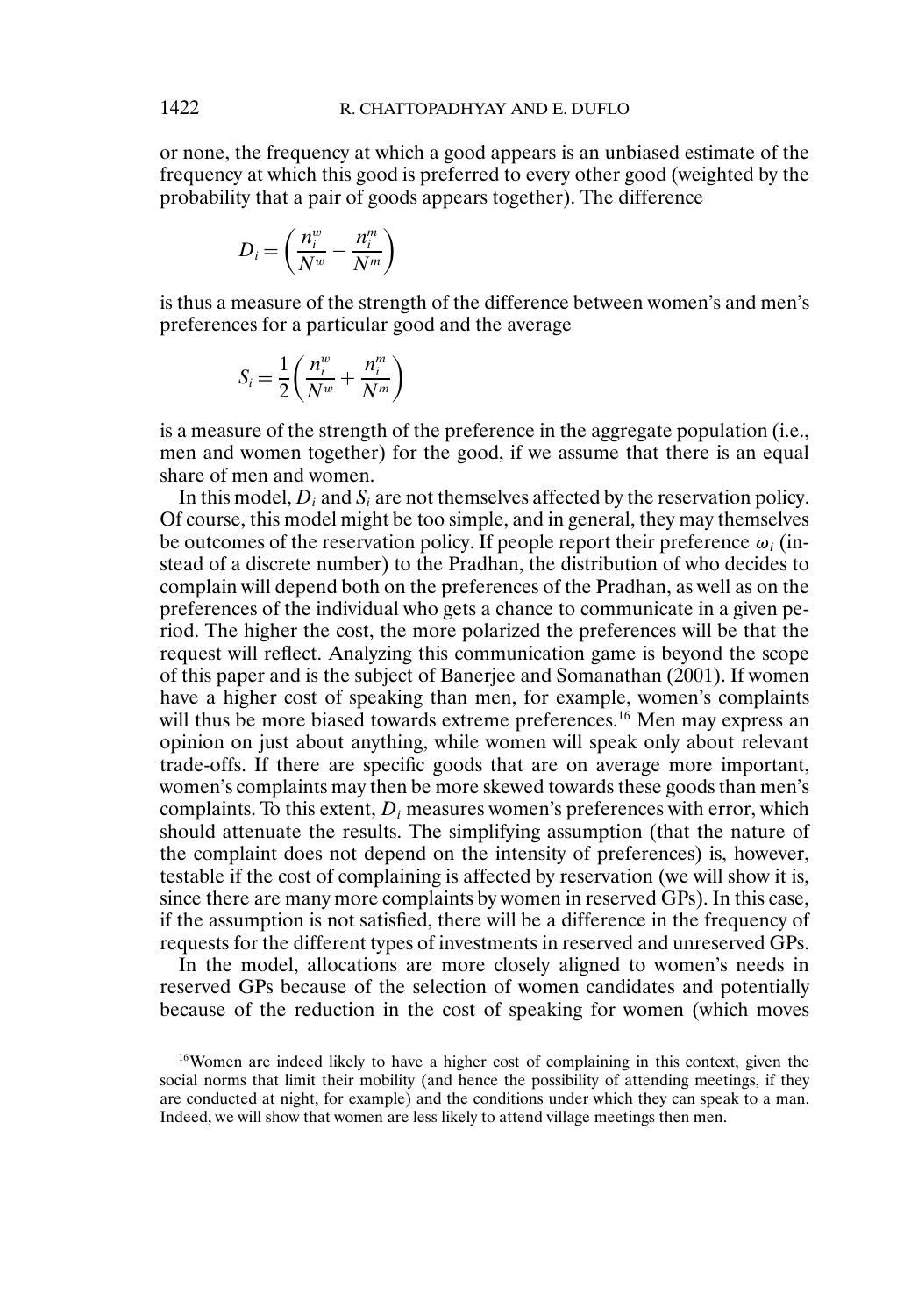or none, the frequency at which a good appears is an unbiased estimate of the frequency at which this good is preferred to every other good (weighted by the probability that a pair of goods appears together). The difference

$$D_i = \left( \frac{n_i^w}{N^w} - \frac{n_i^m}{N^m} \right)$$

is thus a measure of the strength of the difference between women's and men's preferences for a particular good and the average

$$S_i = \frac{1}{2} \left( \frac{n_i^w}{N^w} + \frac{n_i^m}{N^m} \right)$$

is a measure of the strength of the preference in the aggregate population (i.e., men and women together) for the good, if we assume that there is an equal share of men and women.

In this model, $D_i$ and $S_i$ are not themselves affected by the reservation policy. Of course, this model might be too simple, and in general, they may themselves be outcomes of the reservation policy. If people report their preference $\omega_i$ (instead of a discrete number) to the Pradhan, the distribution of who decides to complain will depend both on the preferences of the Pradhan, as well as on the preferences of the individual who gets a chance to communicate in a given period. The higher the cost, the more polarized the preferences will be that the request will reflect. Analyzing this communication game is beyond the scope of this paper and is the subject of Banerjee and Somanathan (2001). If women have a higher cost of speaking than men, for example, women's complaints will thus be more biased towards extreme preferences.[16] Men may express an opinion on just about anything, while women will speak only about relevant trade-offs. If there are specific goods that are on average more important, women's complaints may then be more skewed towards these goods than men's complaints. To this extent, $D_i$ measures women's preferences with error, which should attenuate the results. The simplifying assumption (that the nature of the complaint does not depend on the intensity of preferences) is, however, testable if the cost of complaining is affected by reservation (we will show it is, since there are many more complaints by women in reserved GPs). In this case, if the assumption is not satisfied, there will be a difference in the frequency of requests for the different types of investments in reserved and unreserved GPs.

In the model, allocations are more closely aligned to women's needs in reserved GPs because of the selection of women candidates and potentially because of the reduction in the cost of speaking for women (which moves

[16]Women are indeed likely to have a higher cost of complaining in this context, given the social norms that limit their mobility (and hence the possibility of attending meetings, if they are conducted at night, for example) and the conditions under which they can speak to a man. Indeed, we will show that women are less likely to attend village meetings then men.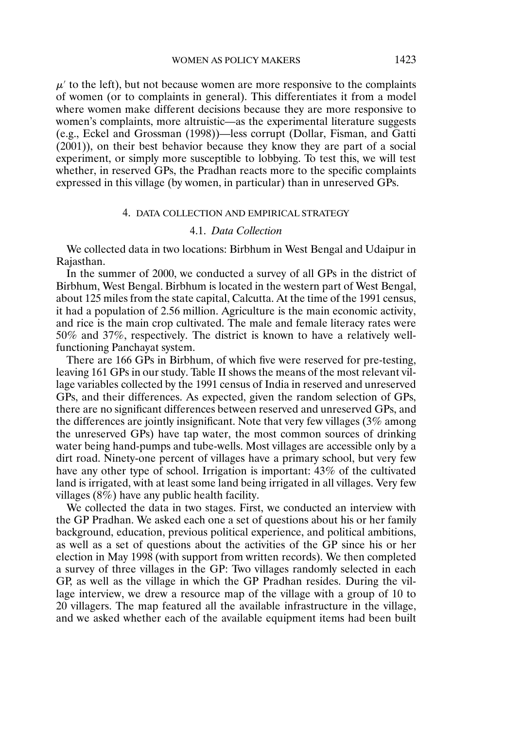$\mu'$ to the left), but not because women are more responsive to the complaints of women (or to complaints in general). This differentiates it from a model where women make different decisions because they are more responsive to women's complaints, more altruistic—as the experimental literature suggests (e.g., Eckel and Grossman (1998))—less corrupt (Dollar, Fisman, and Gatti (2001)), on their best behavior because they know they are part of a social experiment, or simply more susceptible to lobbying. To test this, we will test whether, in reserved GPs, the Pradhan reacts more to the specific complaints expressed in this village (by women, in particular) than in unreserved GPs.

## 4. DATA COLLECTION AND EMPIRICAL STRATEGY

### 4.1. *Data Collection*

We collected data in two locations: Birbhum in West Bengal and Udaipur in Rajasthan.

In the summer of 2000, we conducted a survey of all GPs in the district of Birbhum, West Bengal. Birbhum is located in the western part of West Bengal, about 125 miles from the state capital, Calcutta. At the time of the 1991 census, it had a population of 2.56 million. Agriculture is the main economic activity, and rice is the main crop cultivated. The male and female literacy rates were 50% and 37%, respectively. The district is known to have a relatively well-functioning Panchayat system.

There are 166 GPs in Birbhum, of which five were reserved for pre-testing, leaving 161 GPs in our study. Table II shows the means of the most relevant village variables collected by the 1991 census of India in reserved and unreserved GPs, and their differences. As expected, given the random selection of GPs, there are no significant differences between reserved and unreserved GPs, and the differences are jointly insignificant. Note that very few villages (3% among the unreserved GPs) have tap water, the most common sources of drinking water being hand-pumps and tube-wells. Most villages are accessible only by a dirt road. Ninety-one percent of villages have a primary school, but very few have any other type of school. Irrigation is important: 43% of the cultivated land is irrigated, with at least some land being irrigated in all villages. Very few villages (8%) have any public health facility.

We collected the data in two stages. First, we conducted an interview with the GP Pradhan. We asked each one a set of questions about his or her family background, education, previous political experience, and political ambitions, as well as a set of questions about the activities of the GP since his or her election in May 1998 (with support from written records). We then completed a survey of three villages in the GP: Two villages randomly selected in each GP, as well as the village in which the GP Pradhan resides. During the village interview, we drew a resource map of the village with a group of 10 to 20 villagers. The map featured all the available infrastructure in the village, and we asked whether each of the available equipment items had been built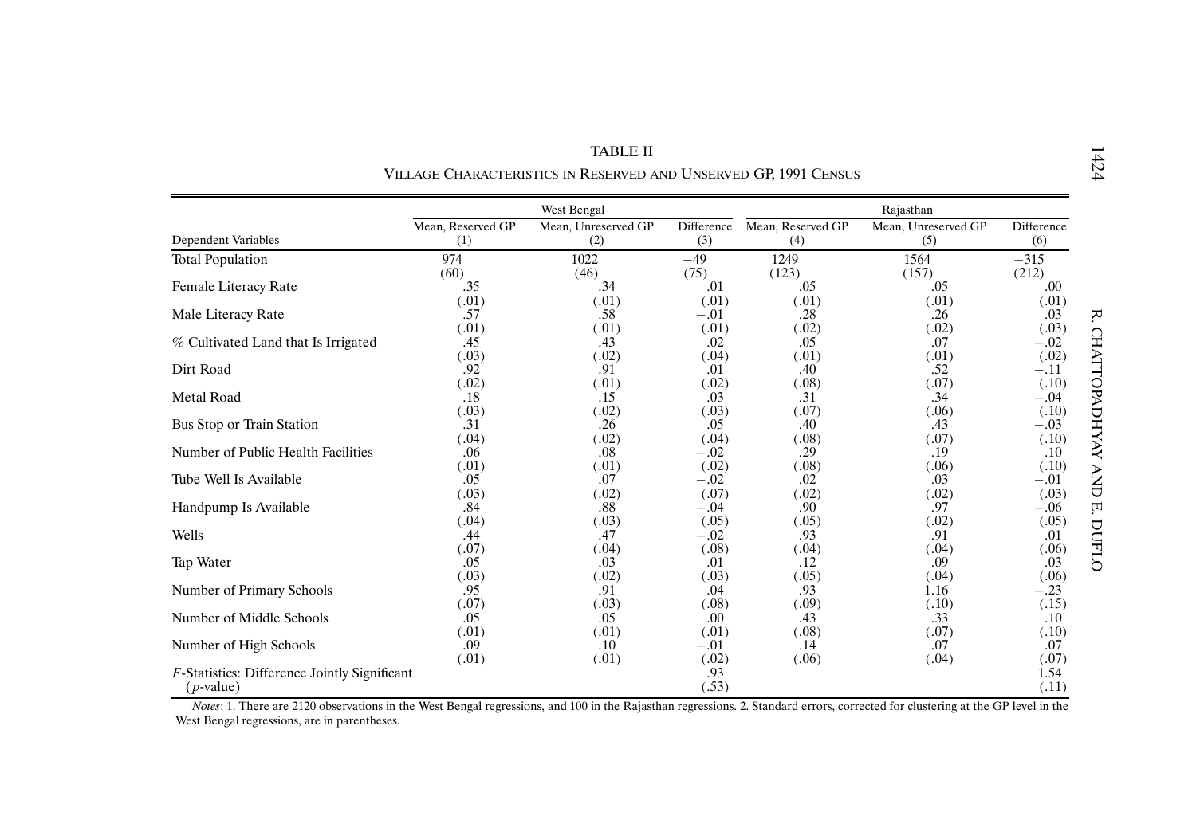TABLE II

VILLAGE CHARACTERISTICS IN RESERVED AND UNSERVED GP, 1991 CENSUS

| | West Bengal | | | Rajasthan | | |
|---|---|---|---|---|---|---|
| Dependent Variables | Mean, Reserved GP (1) | Mean, Unreserved GP (2) | Difference (3) | Mean, Reserved GP (4) | Mean, Unreserved GP (5) | Difference (6) |
| Total Population | 974 | 1022 | −49 | 1249 | 1564 | −315 |
| | (60) | (46) | (75) | (123) | (157) | (212) |
| Female Literacy Rate | .35 | .34 | .01 | .05 | .05 | .00 |
| | (.01) | (.01) | (.01) | (.01) | (.01) | (.01) |
| Male Literacy Rate | .57 | .58 | −.01 | .28 | .26 | .03 |
| | (.01) | (.01) | (.01) | (.02) | (.02) | (.03) |
| % Cultivated Land that Is Irrigated | .45 | .43 | .02 | .05 | .07 | −.02 |
| | (.03) | (.02) | (.04) | (.01) | (.01) | (.02) |
| Dirt Road | .92 | .91 | .01 | .40 | .52 | −.11 |
| | (.02) | (.01) | (.02) | (.08) | (.07) | (.10) |
| Metal Road | .18 | .15 | .03 | .31 | .34 | −.04 |
| | (.03) | (.02) | (.03) | (.07) | (.06) | (.10) |
| Bus Stop or Train Station | .31 | .26 | .05 | .40 | .43 | −.03 |
| | (.04) | (.02) | (.04) | (.08) | (.07) | (.10) |
| Number of Public Health Facilities | .06 | .08 | −.02 | .29 | .19 | .10 |
| | (.01) | (.01) | (.02) | (.08) | (.06) | (.10) |
| Tube Well Is Available | .05 | .07 | −.02 | .02 | .03 | −.01 |
| | (.03) | (.02) | (.07) | (.02) | (.02) | (.03) |
| Handpump Is Available | .84 | .88 | −.04 | .90 | .97 | −.06 |
| | (.04) | (.03) | (.05) | (.05) | (.02) | (.05) |
| Wells | .44 | .47 | −.02 | .93 | .91 | .01 |
| | (.07) | (.04) | (.08) | (.04) | (.04) | (.06) |
| Tap Water | .05 | .03 | .01 | .12 | .09 | .03 |
| | (.03) | (.02) | (.03) | (.05) | (.04) | (.06) |
| Number of Primary Schools | .95 | .91 | .04 | .93 | 1.16 | −.23 |
| | (.07) | (.03) | (.08) | (.09) | (.10) | (.15) |
| Number of Middle Schools | .05 | .05 | .00 | .43 | .33 | .10 |
| | (.01) | (.01) | (.01) | (.08) | (.07) | (.10) |
| Number of High Schools | .09 | .10 | −.01 | .14 | .07 | .07 |
| | (.01) | (.01) | (.02) | (.06) | (.04) | (.07) |
| *F*-Statistics: Difference Jointly Significant | | | .93 | | | 1.54 |
| (*p*-value) | | | (.53) | | | (.11) |

*Notes*: 1. There are 2120 observations in the West Bengal regressions, and 100 in the Rajasthan regressions. 2. Standard errors, corrected for clustering at the GP level in the West Bengal regressions, are in parentheses.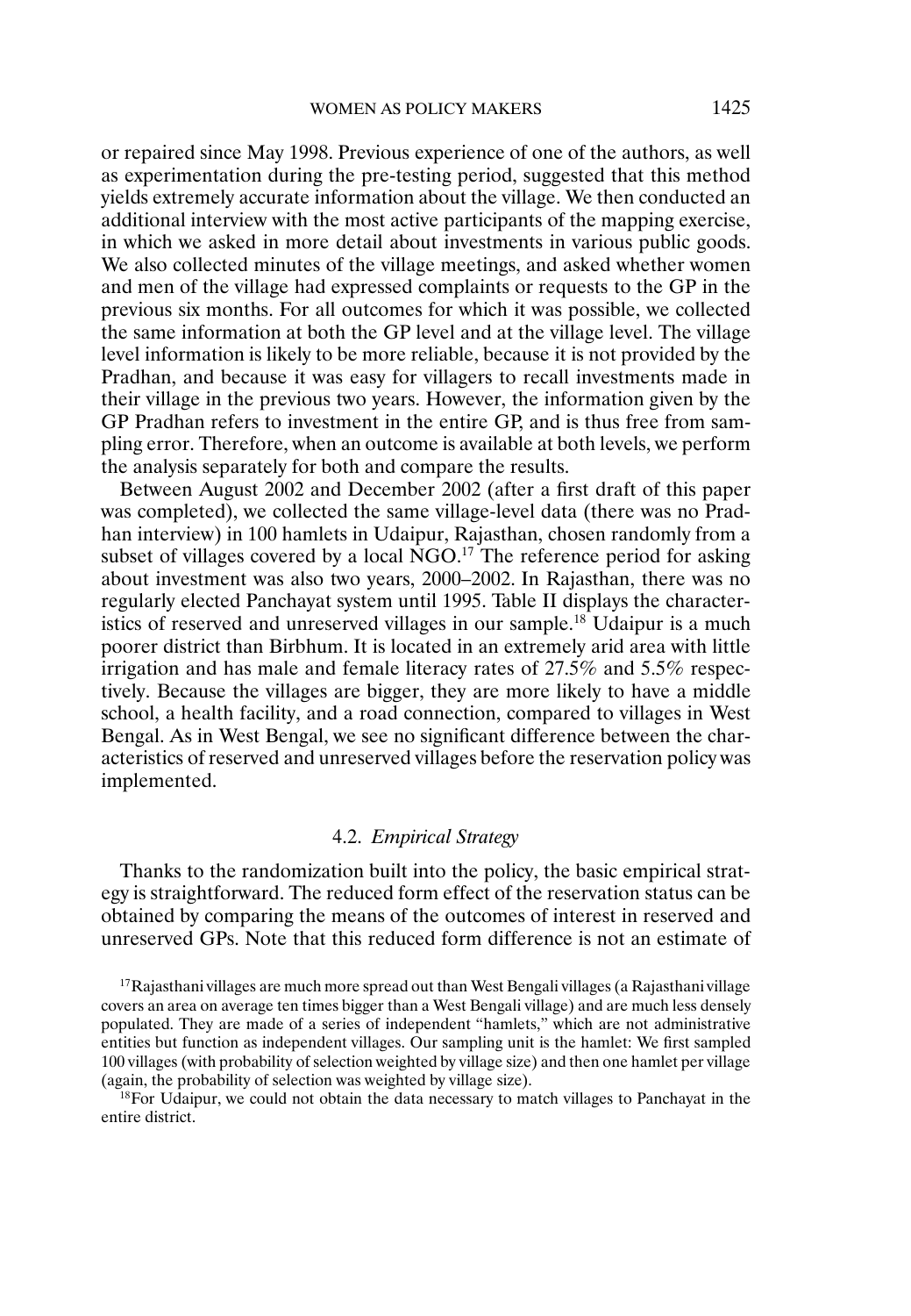or repaired since May 1998. Previous experience of one of the authors, as well as experimentation during the pre-testing period, suggested that this method yields extremely accurate information about the village. We then conducted an additional interview with the most active participants of the mapping exercise, in which we asked in more detail about investments in various public goods. We also collected minutes of the village meetings, and asked whether women and men of the village had expressed complaints or requests to the GP in the previous six months. For all outcomes for which it was possible, we collected the same information at both the GP level and at the village level. The village level information is likely to be more reliable, because it is not provided by the Pradhan, and because it was easy for villagers to recall investments made in their village in the previous two years. However, the information given by the GP Pradhan refers to investment in the entire GP, and is thus free from sampling error. Therefore, when an outcome is available at both levels, we perform the analysis separately for both and compare the results.

Between August 2002 and December 2002 (after a first draft of this paper was completed), we collected the same village-level data (there was no Pradhan interview) in 100 hamlets in Udaipur, Rajasthan, chosen randomly from a subset of villages covered by a local NGO.[17] The reference period for asking about investment was also two years, 2000–2002. In Rajasthan, there was no regularly elected Panchayat system until 1995. Table II displays the characteristics of reserved and unreserved villages in our sample.[18] Udaipur is a much poorer district than Birbhum. It is located in an extremely arid area with little irrigation and has male and female literacy rates of 27.5% and 5.5% respectively. Because the villages are bigger, they are more likely to have a middle school, a health facility, and a road connection, compared to villages in West Bengal. As in West Bengal, we see no significant difference between the characteristics of reserved and unreserved villages before the reservation policy was implemented.

### 4.2. *Empirical Strategy*

Thanks to the randomization built into the policy, the basic empirical strategy is straightforward. The reduced form effect of the reservation status can be obtained by comparing the means of the outcomes of interest in reserved and unreserved GPs. Note that this reduced form difference is not an estimate of

[17]Rajasthani villages are much more spread out than West Bengali villages (a Rajasthani village covers an area on average ten times bigger than a West Bengali village) and are much less densely populated. They are made of a series of independent "hamlets," which are not administrative entities but function as independent villages. Our sampling unit is the hamlet: We first sampled 100 villages (with probability of selection weighted by village size) and then one hamlet per village (again, the probability of selection was weighted by village size).

[18]For Udaipur, we could not obtain the data necessary to match villages to Panchayat in the entire district.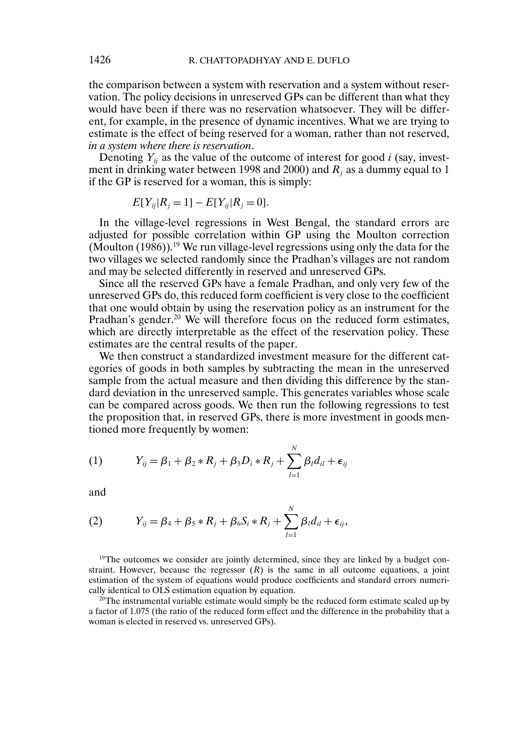the comparison between a system with reservation and a system without reservation. The policy decisions in unreserved GPs can be different than what they would have been if there was no reservation whatsoever. They will be different, for example, in the presence of dynamic incentives. What we are trying to estimate is the effect of being reserved for a woman, rather than not reserved, *in a system where there is reservation*.

Denoting $Y_{ij}$ as the value of the outcome of interest for good $i$ (say, investment in drinking water between 1998 and 2000) and $R_j$ as a dummy equal to 1 if the GP is reserved for a woman, this is simply:

$$E[Y_{ij}|R_j = 1] - E[Y_{ij}|R_j = 0].$$

In the village-level regressions in West Bengal, the standard errors are adjusted for possible correlation within GP using the Moulton correction (Moulton (1986)).[19] We run village-level regressions using only the data for the two villages we selected randomly since the Pradhan's villages are not random and may be selected differently in reserved and unreserved GPs.

Since all the reserved GPs have a female Pradhan, and only very few of the unreserved GPs do, this reduced form coefficient is very close to the coefficient that one would obtain by using the reservation policy as an instrument for the Pradhan's gender.[20] We will therefore focus on the reduced form estimates, which are directly interpretable as the effect of the reservation policy. These estimates are the central results of the paper.

We then construct a standardized investment measure for the different categories of goods in both samples by subtracting the mean in the unreserved sample from the actual measure and then dividing this difference by the standard deviation in the unreserved sample. This generates variables whose scale can be compared across goods. We then run the following regressions to test the proposition that, in reserved GPs, there is more investment in goods mentioned more frequently by women:

$$Y_{ij} = \beta_1 + \beta_2 * R_j + \beta_3 D_i * R_j + \sum_{l=1}^{N} \beta_l d_{il} + \epsilon_{ij} \tag{1}$$

and

$$Y_{ij} = \beta_4 + \beta_5 * R_j + \beta_6 S_i * R_j + \sum_{l=1}^{N} \beta_l d_{il} + \epsilon_{ij}, \tag{2}$$

[19]The outcomes we consider are jointly determined, since they are linked by a budget constraint. However, because the regressor ($R$) is the same in all outcome equations, a joint estimation of the system of equations would produce coefficients and standard errors numerically identical to OLS estimation equation by equation.

[20]The instrumental variable estimate would simply be the reduced form estimate scaled up by a factor of 1.075 (the ratio of the reduced form effect and the difference in the probability that a woman is elected in reserved vs. unreserved GPs).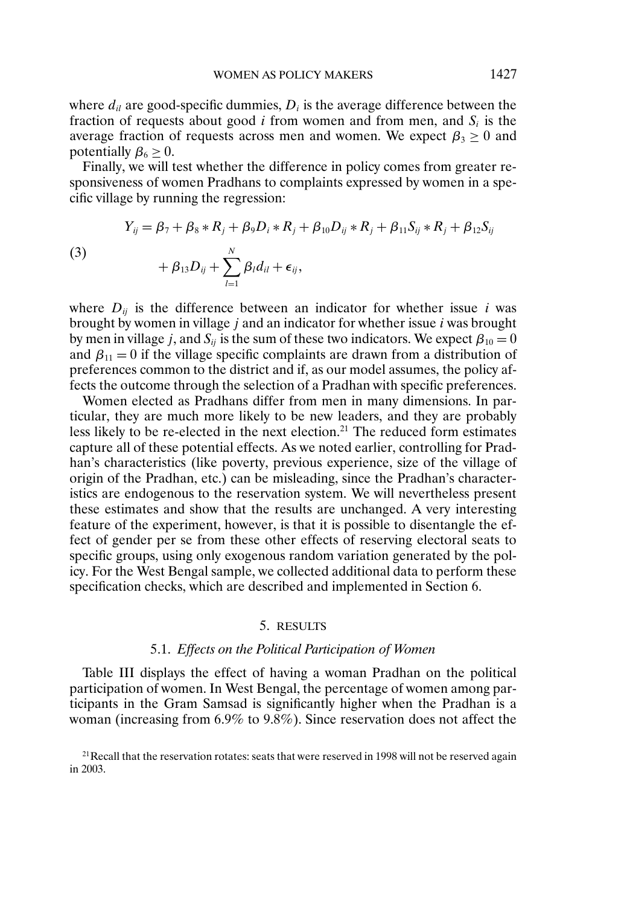where $d_{il}$ are good-specific dummies, $D_i$ is the average difference between the fraction of requests about good $i$ from women and from men, and $S_i$ is the average fraction of requests across men and women. We expect $\beta_3 \geq 0$ and potentially $\beta_6 \geq 0$.

Finally, we will test whether the difference in policy comes from greater responsiveness of women Pradhans to complaints expressed by women in a specific village by running the regression:

$$
\begin{aligned}
(3) \qquad Y_{ij} = {} & \beta_7 + \beta_8 * R_j + \beta_9 D_i * R_j + \beta_{10} D_{ij} * R_j + \beta_{11} S_{ij} * R_j + \beta_{12} S_{ij} \\
& + \beta_{13} D_{ij} + \sum_{l=1}^{N} \beta_l d_{il} + \epsilon_{ij},
\end{aligned}
$$

where $D_{ij}$ is the difference between an indicator for whether issue $i$ was brought by women in village $j$ and an indicator for whether issue $i$ was brought by men in village $j$, and $S_{ij}$ is the sum of these two indicators. We expect $\beta_{10} = 0$ and $\beta_{11} = 0$ if the village specific complaints are drawn from a distribution of preferences common to the district and if, as our model assumes, the policy affects the outcome through the selection of a Pradhan with specific preferences.

Women elected as Pradhans differ from men in many dimensions. In particular, they are much more likely to be new leaders, and they are probably less likely to be re-elected in the next election.[21] The reduced form estimates capture all of these potential effects. As we noted earlier, controlling for Pradhan's characteristics (like poverty, previous experience, size of the village of origin of the Pradhan, etc.) can be misleading, since the Pradhan's characteristics are endogenous to the reservation system. We will nevertheless present these estimates and show that the results are unchanged. A very interesting feature of the experiment, however, is that it is possible to disentangle the effect of gender per se from these other effects of reserving electoral seats to specific groups, using only exogenous random variation generated by the policy. For the West Bengal sample, we collected additional data to perform these specification checks, which are described and implemented in Section 6.

## 5. RESULTS

### 5.1. *Effects on the Political Participation of Women*

Table III displays the effect of having a woman Pradhan on the political participation of women. In West Bengal, the percentage of women among participants in the Gram Samsad is significantly higher when the Pradhan is a woman (increasing from 6.9% to 9.8%). Since reservation does not affect the

[21] Recall that the reservation rotates: seats that were reserved in 1998 will not be reserved again in 2003.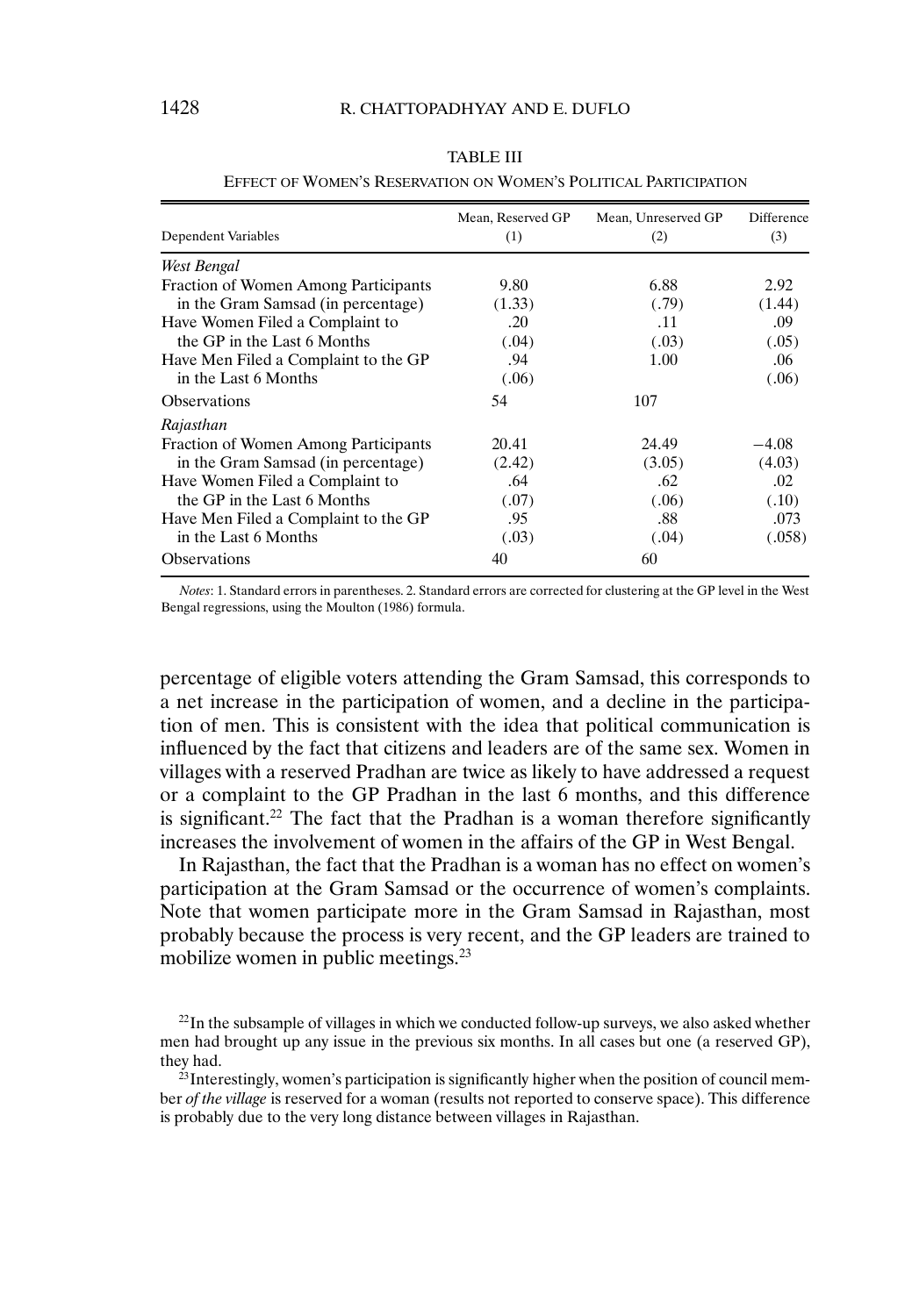TABLE III

EFFECT OF WOMEN'S RESERVATION ON WOMEN'S POLITICAL PARTICIPATION

| Dependent Variables | Mean, Reserved GP (1) | Mean, Unreserved GP (2) | Difference (3) |
|---|---|---|---|
| *West Bengal* | | | |
| Fraction of Women Among Participants in the Gram Samsad (in percentage) | 9.80 | 6.88 | 2.92 |
| | (1.33) | (.79) | (1.44) |
| Have Women Filed a Complaint to the GP in the Last 6 Months | .20 | .11 | .09 |
| | (.04) | (.03) | (.05) |
| Have Men Filed a Complaint to the GP in the Last 6 Months | .94 | 1.00 | .06 |
| | (.06) | | (.06) |
| Observations | 54 | 107 | |
| *Rajasthan* | | | |
| Fraction of Women Among Participants in the Gram Samsad (in percentage) | 20.41 | 24.49 | −4.08 |
| | (2.42) | (3.05) | (4.03) |
| Have Women Filed a Complaint to the GP in the Last 6 Months | .64 | .62 | .02 |
| | (.07) | (.06) | (.10) |
| Have Men Filed a Complaint to the GP in the Last 6 Months | .95 | .88 | .073 |
| | (.03) | (.04) | (.058) |
| Observations | 40 | 60 | |

*Notes*: 1. Standard errors in parentheses. 2. Standard errors are corrected for clustering at the GP level in the West Bengal regressions, using the Moulton (1986) formula.

percentage of eligible voters attending the Gram Samsad, this corresponds to a net increase in the participation of women, and a decline in the participation of men. This is consistent with the idea that political communication is influenced by the fact that citizens and leaders are of the same sex. Women in villages with a reserved Pradhan are twice as likely to have addressed a request or a complaint to the GP Pradhan in the last 6 months, and this difference is significant.[22] The fact that the Pradhan is a woman therefore significantly increases the involvement of women in the affairs of the GP in West Bengal.

In Rajasthan, the fact that the Pradhan is a woman has no effect on women's participation at the Gram Samsad or the occurrence of women's complaints. Note that women participate more in the Gram Samsad in Rajasthan, most probably because the process is very recent, and the GP leaders are trained to mobilize women in public meetings.[23]

[22] In the subsample of villages in which we conducted follow-up surveys, we also asked whether men had brought up any issue in the previous six months. In all cases but one (a reserved GP), they had.

[23] Interestingly, women's participation is significantly higher when the position of council member *of the village* is reserved for a woman (results not reported to conserve space). This difference is probably due to the very long distance between villages in Rajasthan.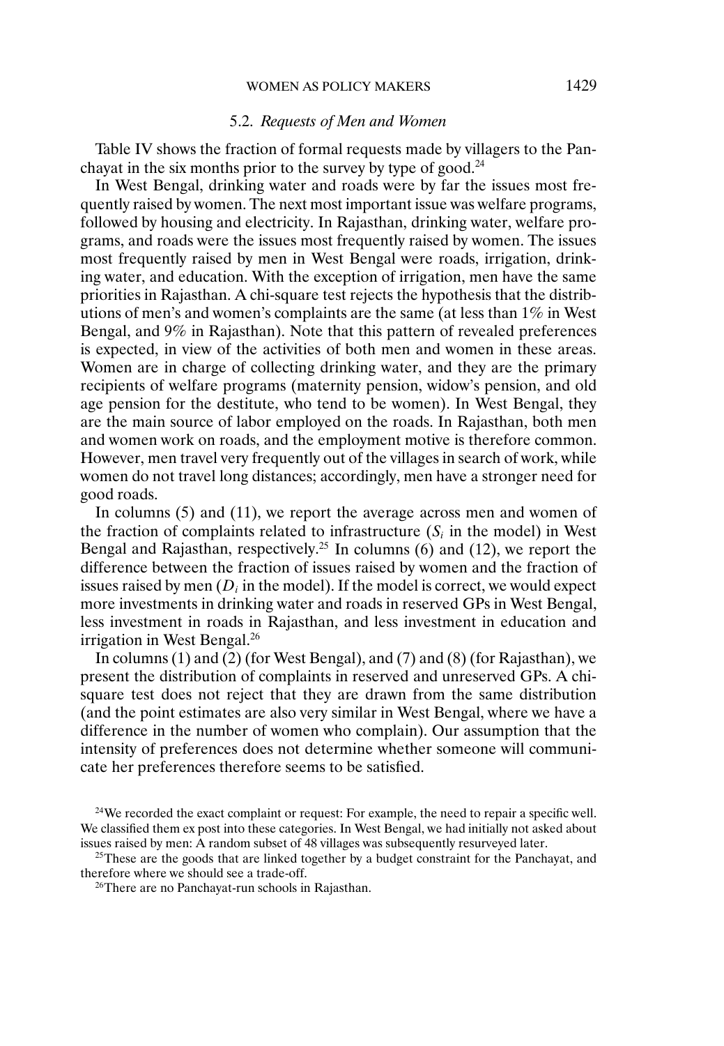### 5.2. *Requests of Men and Women*

Table IV shows the fraction of formal requests made by villagers to the Panchayat in the six months prior to the survey by type of good.[24]

In West Bengal, drinking water and roads were by far the issues most frequently raised by women. The next most important issue was welfare programs, followed by housing and electricity. In Rajasthan, drinking water, welfare programs, and roads were the issues most frequently raised by women. The issues most frequently raised by men in West Bengal were roads, irrigation, drinking water, and education. With the exception of irrigation, men have the same priorities in Rajasthan. A chi-square test rejects the hypothesis that the distributions of men's and women's complaints are the same (at less than 1% in West Bengal, and 9% in Rajasthan). Note that this pattern of revealed preferences is expected, in view of the activities of both men and women in these areas. Women are in charge of collecting drinking water, and they are the primary recipients of welfare programs (maternity pension, widow's pension, and old age pension for the destitute, who tend to be women). In West Bengal, they are the main source of labor employed on the roads. In Rajasthan, both men and women work on roads, and the employment motive is therefore common. However, men travel very frequently out of the villages in search of work, while women do not travel long distances; accordingly, men have a stronger need for good roads.

In columns (5) and (11), we report the average across men and women of the fraction of complaints related to infrastructure ($S_i$ in the model) in West Bengal and Rajasthan, respectively.[25] In columns (6) and (12), we report the difference between the fraction of issues raised by women and the fraction of issues raised by men ($D_i$ in the model). If the model is correct, we would expect more investments in drinking water and roads in reserved GPs in West Bengal, less investment in roads in Rajasthan, and less investment in education and irrigation in West Bengal.[26]

In columns (1) and (2) (for West Bengal), and (7) and (8) (for Rajasthan), we present the distribution of complaints in reserved and unreserved GPs. A chi-square test does not reject that they are drawn from the same distribution (and the point estimates are also very similar in West Bengal, where we have a difference in the number of women who complain). Our assumption that the intensity of preferences does not determine whether someone will communicate her preferences therefore seems to be satisfied.

[24]We recorded the exact complaint or request: For example, the need to repair a specific well. We classified them ex post into these categories. In West Bengal, we had initially not asked about issues raised by men: A random subset of 48 villages was subsequently resurveyed later.

[25]These are the goods that are linked together by a budget constraint for the Panchayat, and therefore where we should see a trade-off.

[26]There are no Panchayat-run schools in Rajasthan.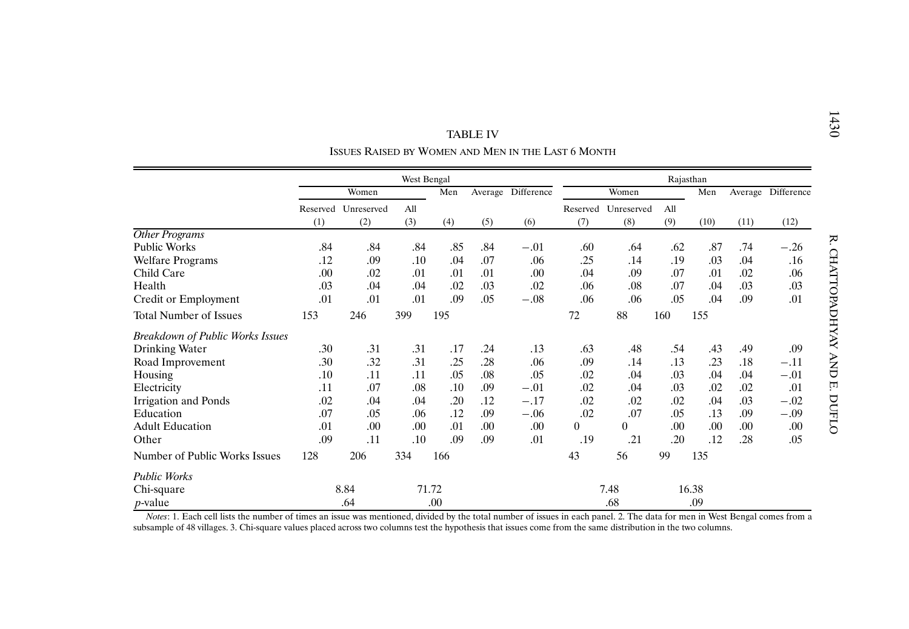TABLE IV

ISSUES RAISED BY WOMEN AND MEN IN THE LAST 6 MONTH

| | West Bengal | | | | | | Rajasthan | | | | | |
|---|---|---|---|---|---|---|---|---|---|---|---|---|
| | Women | | | Men | Average | Difference | Women | | | Men | Average | Difference |
| | Reserved (1) | Unreserved (2) | All (3) | (4) | (5) | (6) | Reserved (7) | Unreserved (8) | All (9) | (10) | (11) | (12) |
| *Other Programs* | | | | | | | | | | | | |
| Public Works | .84 | .84 | .84 | .85 | .84 | −.01 | .60 | .64 | .62 | .87 | .74 | −.26 |
| Welfare Programs | .12 | .09 | .10 | .04 | .07 | .06 | .25 | .14 | .19 | .03 | .04 | .16 |
| Child Care | .00 | .02 | .01 | .01 | .01 | .00 | .04 | .09 | .07 | .01 | .02 | .06 |
| Health | .03 | .04 | .04 | .02 | .03 | .02 | .06 | .08 | .07 | .04 | .03 | .03 |
| Credit or Employment | .01 | .01 | .01 | .09 | .05 | −.08 | .06 | .06 | .05 | .04 | .09 | .01 |
| Total Number of Issues | 153 | 246 | 399 | 195 | | | 72 | 88 | 160 | 155 | | |
| *Breakdown of Public Works Issues* | | | | | | | | | | | | |
| Drinking Water | .30 | .31 | .31 | .17 | .24 | .13 | .63 | .48 | .54 | .43 | .49 | .09 |
| Road Improvement | .30 | .32 | .31 | .25 | .28 | .06 | .09 | .14 | .13 | .23 | .18 | −.11 |
| Housing | .10 | .11 | .11 | .05 | .08 | .05 | .02 | .04 | .03 | .04 | .04 | −.01 |
| Electricity | .11 | .07 | .08 | .10 | .09 | −.01 | .02 | .04 | .03 | .02 | .02 | .01 |
| Irrigation and Ponds | .02 | .04 | .04 | .20 | .12 | −.17 | .02 | .02 | .02 | .04 | .03 | −.02 |
| Education | .07 | .05 | .06 | .12 | .09 | −.06 | .02 | .07 | .05 | .13 | .09 | −.09 |
| Adult Education | .01 | .00 | .00 | .01 | .00 | .00 | 0 | 0 | .00 | .00 | .00 | .00 |
| Other | .09 | .11 | .10 | .09 | .09 | .01 | .19 | .21 | .20 | .12 | .28 | .05 |
| Number of Public Works Issues | 128 | 206 | 334 | 166 | | | 43 | 56 | 99 | 135 | | |
| *Public Works* | | | | | | | | | | | | |
| Chi-square | 8.84 | | 71.72 | | | | 7.48 | | 16.38 | | | |
| *p*-value | .64 | | .00 | | | | .68 | | .09 | | | |

*Notes*: 1. Each cell lists the number of times an issue was mentioned, divided by the total number of issues in each panel. 2. The data for men in West Bengal comes from a subsample of 48 villages. 3. Chi-square values placed across two columns test the hypothesis that issues come from the same distribution in the two columns.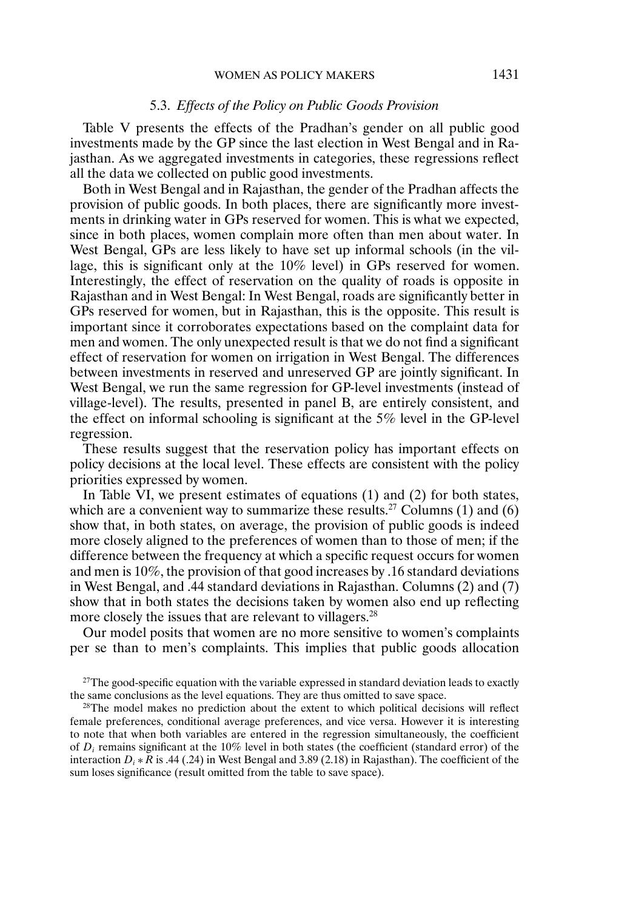### 5.3. *Effects of the Policy on Public Goods Provision*

Table V presents the effects of the Pradhan's gender on all public good investments made by the GP since the last election in West Bengal and in Rajasthan. As we aggregated investments in categories, these regressions reflect all the data we collected on public good investments.

Both in West Bengal and in Rajasthan, the gender of the Pradhan affects the provision of public goods. In both places, there are significantly more investments in drinking water in GPs reserved for women. This is what we expected, since in both places, women complain more often than men about water. In West Bengal, GPs are less likely to have set up informal schools (in the village, this is significant only at the 10% level) in GPs reserved for women. Interestingly, the effect of reservation on the quality of roads is opposite in Rajasthan and in West Bengal: In West Bengal, roads are significantly better in GPs reserved for women, but in Rajasthan, this is the opposite. This result is important since it corroborates expectations based on the complaint data for men and women. The only unexpected result is that we do not find a significant effect of reservation for women on irrigation in West Bengal. The differences between investments in reserved and unreserved GP are jointly significant. In West Bengal, we run the same regression for GP-level investments (instead of village-level). The results, presented in panel B, are entirely consistent, and the effect on informal schooling is significant at the 5% level in the GP-level regression.

These results suggest that the reservation policy has important effects on policy decisions at the local level. These effects are consistent with the policy priorities expressed by women.

In Table VI, we present estimates of equations (1) and (2) for both states, which are a convenient way to summarize these results.[27] Columns (1) and (6) show that, in both states, on average, the provision of public goods is indeed more closely aligned to the preferences of women than to those of men; if the difference between the frequency at which a specific request occurs for women and men is 10%, the provision of that good increases by .16 standard deviations in West Bengal, and .44 standard deviations in Rajasthan. Columns (2) and (7) show that in both states the decisions taken by women also end up reflecting more closely the issues that are relevant to villagers.[28]

Our model posits that women are no more sensitive to women's complaints per se than to men's complaints. This implies that public goods allocation

[27]The good-specific equation with the variable expressed in standard deviation leads to exactly the same conclusions as the level equations. They are thus omitted to save space.

[28]The model makes no prediction about the extent to which political decisions will reflect female preferences, conditional average preferences, and vice versa. However it is interesting to note that when both variables are entered in the regression simultaneously, the coefficient of $D_i$ remains significant at the 10% level in both states (the coefficient (standard error) of the interaction $D_i * R$ is .44 (.24) in West Bengal and 3.89 (2.18) in Rajasthan). The coefficient of the sum loses significance (result omitted from the table to save space).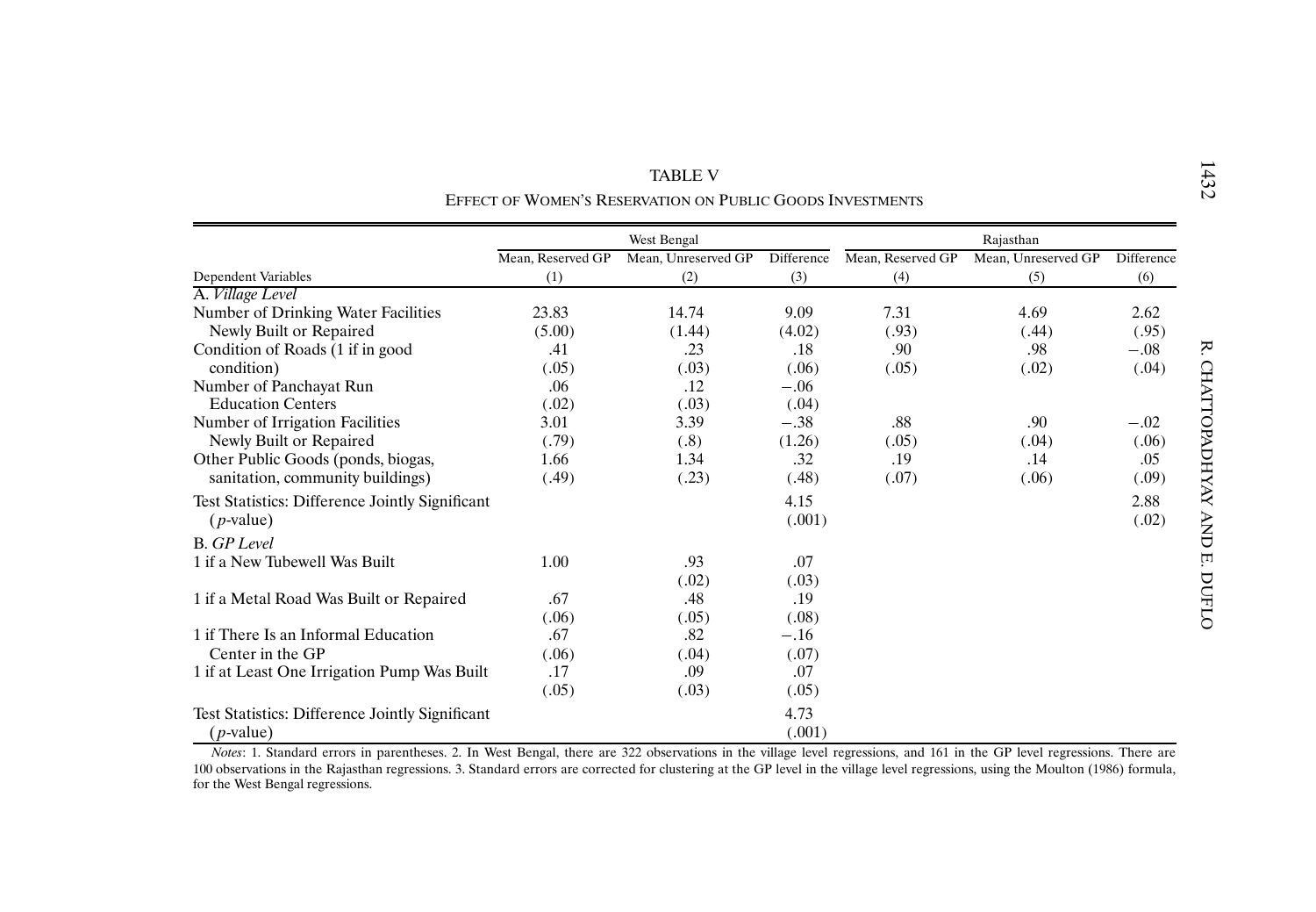TABLE V

EFFECT OF WOMEN'S RESERVATION ON PUBLIC GOODS INVESTMENTS

| | West Bengal | | | Rajasthan | | |
|---|---|---|---|---|---|---|
| | Mean, Reserved GP | Mean, Unreserved GP | Difference | Mean, Reserved GP | Mean, Unreserved GP | Difference |
| Dependent Variables | (1) | (2) | (3) | (4) | (5) | (6) |
| A. *Village Level* | | | | | | |
| Number of Drinking Water Facilities Newly Built or Repaired | 23.83 | 14.74 | 9.09 | 7.31 | 4.69 | 2.62 |
| | (5.00) | (1.44) | (4.02) | (.93) | (.44) | (.95) |
| Condition of Roads (1 if in good condition) | .41 | .23 | .18 | .90 | .98 | −.08 |
| | (.05) | (.03) | (.06) | (.05) | (.02) | (.04) |
| Number of Panchayat Run Education Centers | .06 | .12 | −.06 | | | |
| | (.02) | (.03) | (.04) | | | |
| Number of Irrigation Facilities Newly Built or Repaired | 3.01 | 3.39 | −.38 | .88 | .90 | −.02 |
| | (.79) | (.8) | (1.26) | (.05) | (.04) | (.06) |
| Other Public Goods (ponds, biogas, sanitation, community buildings) | 1.66 | 1.34 | .32 | .19 | .14 | .05 |
| | (.49) | (.23) | (.48) | (.07) | (.06) | (.09) |
| Test Statistics: Difference Jointly Significant | | | 4.15 | | | 2.88 |
| (*p*-value) | | | (.001) | | | (.02) |
| B. *GP Level* | | | | | | |
| 1 if a New Tubewell Was Built | 1.00 | .93 | .07 | | | |
| | | (.02) | (.03) | | | |
| 1 if a Metal Road Was Built or Repaired | .67 | .48 | .19 | | | |
| | (.06) | (.05) | (.08) | | | |
| 1 if There Is an Informal Education Center in the GP | .67 | .82 | −.16 | | | |
| | (.06) | (.04) | (.07) | | | |
| 1 if at Least One Irrigation Pump Was Built | .17 | .09 | .07 | | | |
| | (.05) | (.03) | (.05) | | | |
| Test Statistics: Difference Jointly Significant | | | 4.73 | | | |
| (*p*-value) | | | (.001) | | | |

*Notes*: 1. Standard errors in parentheses. 2. In West Bengal, there are 322 observations in the village level regressions, and 161 in the GP level regressions. There are 100 observations in the Rajasthan regressions. 3. Standard errors are corrected for clustering at the GP level in the village level regressions, using the Moulton (1986) formula, for the West Bengal regressions.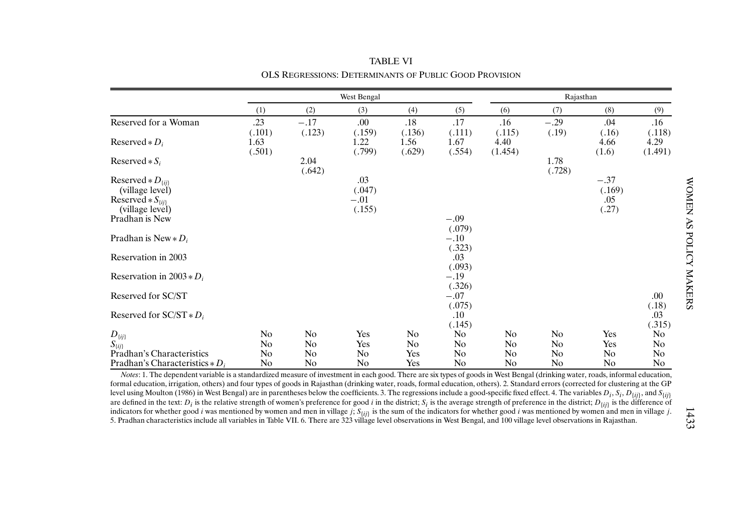TABLE VI

OLS REGRESSIONS: DETERMINANTS OF PUBLIC GOOD PROVISION

| | West Bengal | | | | | Rajasthan | | | |
|---|---|---|---|---|---|---|---|---|---|
| | (1) | (2) | (3) | (4) | (5) | (6) | (7) | (8) | (9) |
| Reserved for a Woman | .23 | −.17 | .00 | .18 | .17 | .16 | −.29 | .04 | .16 |
| | (.101) | (.123) | (.159) | (.136) | (.111) | (.115) | (.19) | (.16) | (.118) |
| Reserved $* D_i$ | 1.63 | | 1.22 | 1.56 | 1.67 | 4.40 | | 4.66 | 4.29 |
| | (.501) | | (.799) | (.629) | (.554) | (1.454) | | (1.6) | (1.491) |
| Reserved $* S_i$ | | 2.04 | | | | | 1.78 | | |
| | | (.642) | | | | | (.728) | | |
| Reserved $* D_{\{ij\}}$ (village level) | | | .03 | | | | | −.37 | |
| | | | (.047) | | | | | (.169) | |
| Reserved $* S_{\{ij\}}$ (village level) | | | −.01 | | | | | .05 | |
| | | | (.155) | | | | | (.27) | |
| Pradhan is New | | | | | −.09 | | | | |
| | | | | | (.079) | | | | |
| Pradhan is New $* D_i$ | | | | | −.10 | | | | |
| | | | | | (.323) | | | | |
| Reservation in 2003 | | | | | .03 | | | | |
| | | | | | (.093) | | | | |
| Reservation in 2003 $* D_i$ | | | | | −.19 | | | | |
| | | | | | (.326) | | | | |
| Reserved for SC/ST | | | | | −.07 | | | | .00 |
| | | | | | (.075) | | | | (.18) |
| Reserved for SC/ST $* D_i$ | | | | | .10 | | | | .03 |
| | | | | | (.145) | | | | (.315) |
| $D_{\{ij\}}$ | No | No | Yes | No | No | No | No | Yes | No |
| $S_{\{ij\}}$ | No | No | Yes | No | No | No | No | Yes | No |
| Pradhan's Characteristics | No | No | No | Yes | No | No | No | No | No |
| Pradhan's Characteristics $* D_i$ | No | No | No | Yes | No | No | No | No | No |

*Notes*: 1. The dependent variable is a standardized measure of investment in each good. There are six types of goods in West Bengal (drinking water, roads, informal education, formal education, irrigation, others) and four types of goods in Rajasthan (drinking water, roads, formal education, others). 2. Standard errors (corrected for clustering at the GP level using Moulton (1986) in West Bengal) are in parentheses below the coefficients. 3. The regressions include a good-specific fixed effect. 4. The variables $D_i$, $S_i$, $D_{\{ij\}}$, and $S_{\{ij\}}$ are defined in the text: $D_i$ is the relative strength of women's preference for good $i$ in the district; $S_i$ is the average strength of preference in the district; $D_{\{ij\}}$ is the difference of indicators for whether good $i$ was mentioned by women and men in village $j$; $S_{\{ij\}}$ is the sum of the indicators for whether good $i$ was mentioned by women and men in village $j$. 5. Pradhan characteristics include all variables in Table VII. 6. There are 323 village level observations in West Bengal, and 100 village level observations in Rajasthan.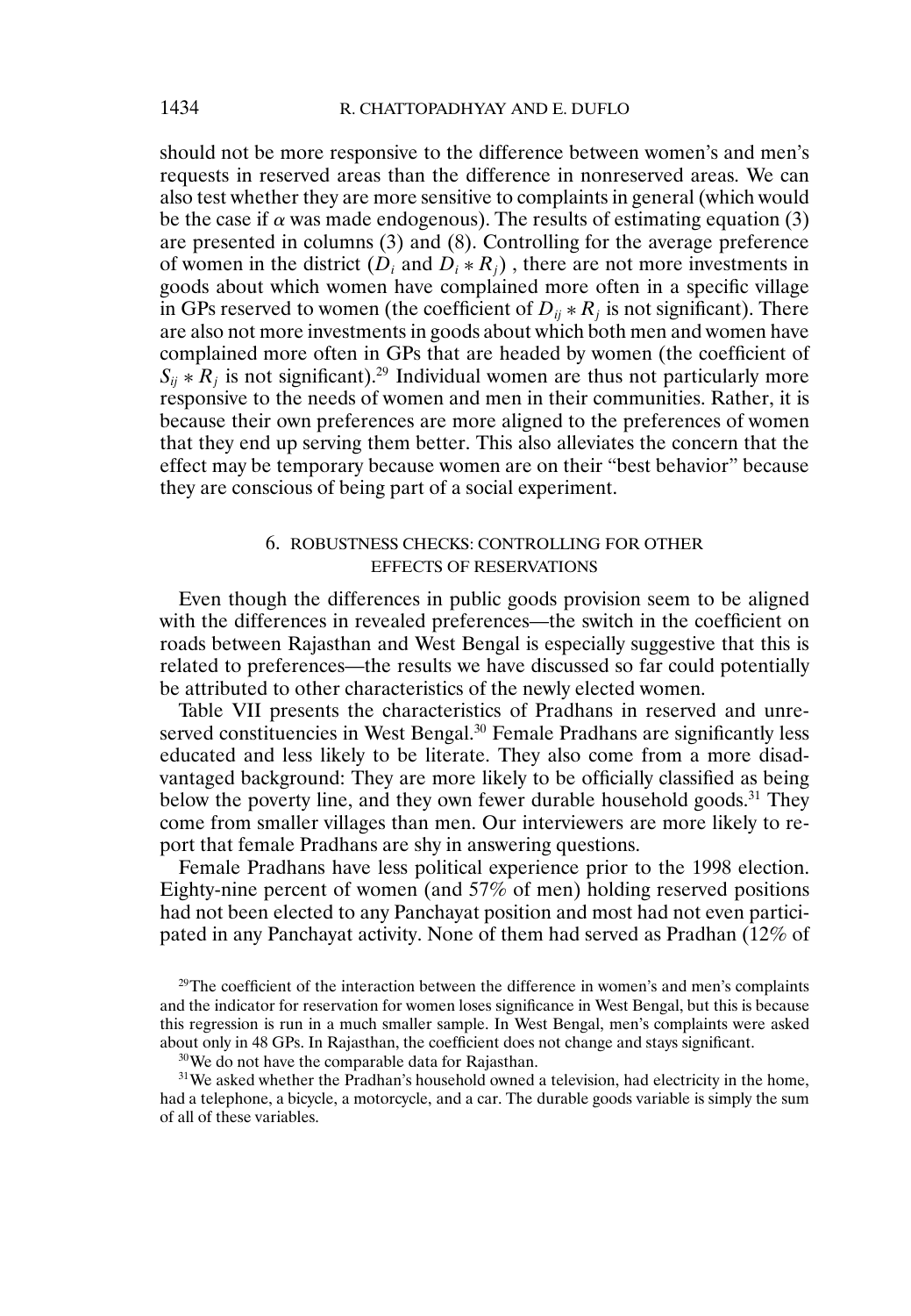should not be more responsive to the difference between women's and men's requests in reserved areas than the difference in nonreserved areas. We can also test whether they are more sensitive to complaints in general (which would be the case if $\alpha$ was made endogenous). The results of estimating equation (3) are presented in columns (3) and (8). Controlling for the average preference of women in the district ($D_i$ and $D_i * R_j$), there are not more investments in goods about which women have complained more often in a specific village in GPs reserved to women (the coefficient of $D_{ij} * R_j$ is not significant). There are also not more investments in goods about which both men and women have complained more often in GPs that are headed by women (the coefficient of $S_{ij} * R_j$ is not significant).[29] Individual women are thus not particularly more responsive to the needs of women and men in their communities. Rather, it is because their own preferences are more aligned to the preferences of women that they end up serving them better. This also alleviates the concern that the effect may be temporary because women are on their "best behavior" because they are conscious of being part of a social experiment.

## 6. ROBUSTNESS CHECKS: CONTROLLING FOR OTHER EFFECTS OF RESERVATIONS

Even though the differences in public goods provision seem to be aligned with the differences in revealed preferences—the switch in the coefficient on roads between Rajasthan and West Bengal is especially suggestive that this is related to preferences—the results we have discussed so far could potentially be attributed to other characteristics of the newly elected women.

Table VII presents the characteristics of Pradhans in reserved and unreserved constituencies in West Bengal.[30] Female Pradhans are significantly less educated and less likely to be literate. They also come from a more disadvantaged background: They are more likely to be officially classified as being below the poverty line, and they own fewer durable household goods.[31] They come from smaller villages than men. Our interviewers are more likely to report that female Pradhans are shy in answering questions.

Female Pradhans have less political experience prior to the 1998 election. Eighty-nine percent of women (and 57% of men) holding reserved positions had not been elected to any Panchayat position and most had not even participated in any Panchayat activity. None of them had served as Pradhan (12% of

[29]The coefficient of the interaction between the difference in women's and men's complaints and the indicator for reservation for women loses significance in West Bengal, but this is because this regression is run in a much smaller sample. In West Bengal, men's complaints were asked about only in 48 GPs. In Rajasthan, the coefficient does not change and stays significant.

[30]We do not have the comparable data for Rajasthan.

[31]We asked whether the Pradhan's household owned a television, had electricity in the home, had a telephone, a bicycle, a motorcycle, and a car. The durable goods variable is simply the sum of all of these variables.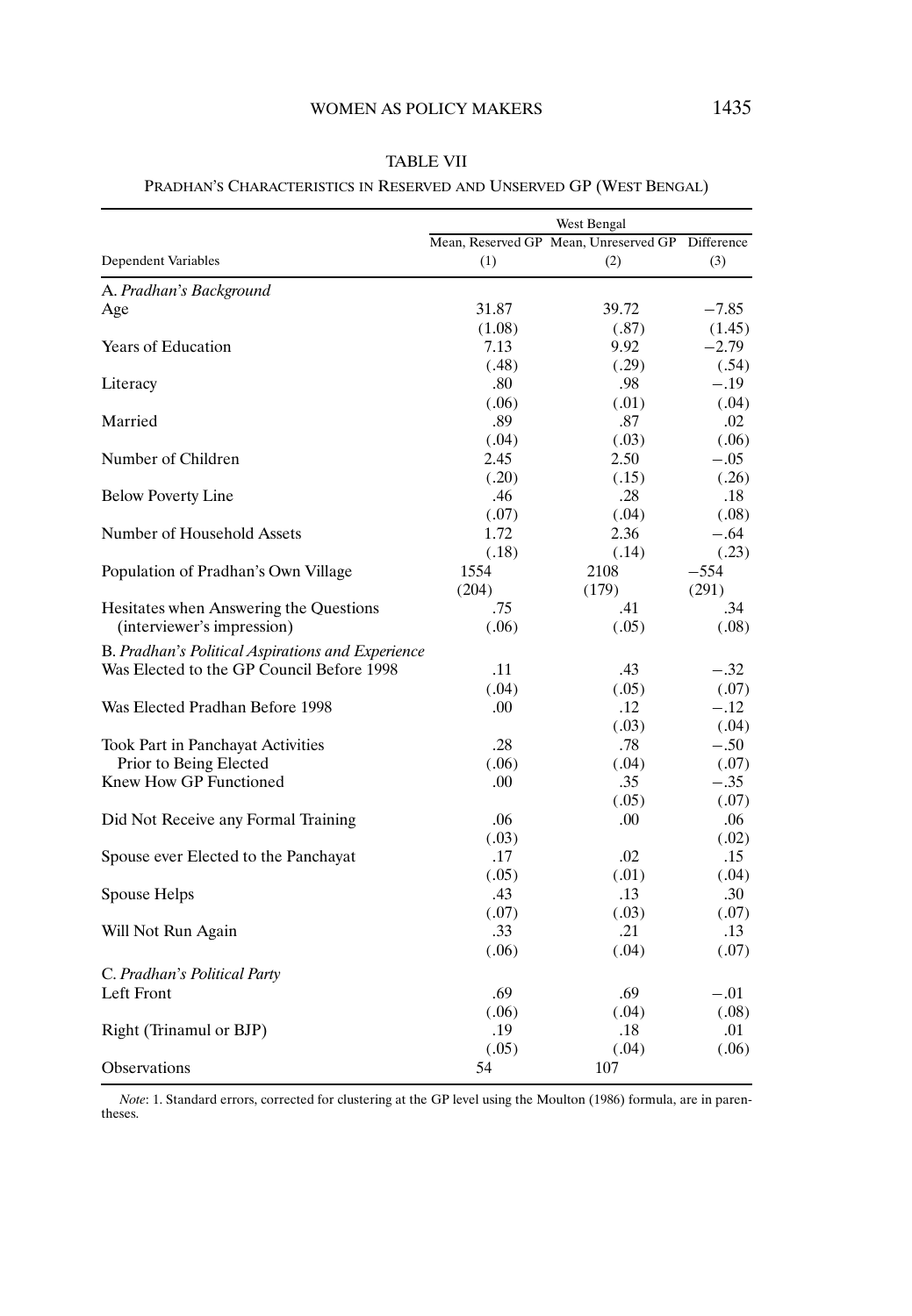TABLE VII

PRADHAN'S CHARACTERISTICS IN RESERVED AND UNSERVED GP (WEST BENGAL)

| | West Bengal | | |
|---|---|---|---|
| | Mean, Reserved GP | Mean, Unreserved GP | Difference |
| Dependent Variables | (1) | (2) | (3) |
| *A. Pradhan's Background* | | | |
| Age | 31.87 | 39.72 | −7.85 |
| | (1.08) | (.87) | (1.45) |
| Years of Education | 7.13 | 9.92 | −2.79 |
| | (.48) | (.29) | (.54) |
| Literacy | .80 | .98 | −.19 |
| | (.06) | (.01) | (.04) |
| Married | .89 | .87 | .02 |
| | (.04) | (.03) | (.06) |
| Number of Children | 2.45 | 2.50 | −.05 |
| | (.20) | (.15) | (.26) |
| Below Poverty Line | .46 | .28 | .18 |
| | (.07) | (.04) | (.08) |
| Number of Household Assets | 1.72 | 2.36 | −.64 |
| | (.18) | (.14) | (.23) |
| Population of Pradhan's Own Village | 1554 | 2108 | −554 |
| | (204) | (179) | (291) |
| Hesitates when Answering the Questions (interviewer's impression) | .75 | .41 | .34 |
| | (.06) | (.05) | (.08) |
| *B. Pradhan's Political Aspirations and Experience* | | | |
| Was Elected to the GP Council Before 1998 | .11 | .43 | −.32 |
| | (.04) | (.05) | (.07) |
| Was Elected Pradhan Before 1998 | .00 | .12 | −.12 |
| | | (.03) | (.04) |
| Took Part in Panchayat Activities Prior to Being Elected | .28 | .78 | −.50 |
| | (.06) | (.04) | (.07) |
| Knew How GP Functioned | .00 | .35 | −.35 |
| | | (.05) | (.07) |
| Did Not Receive any Formal Training | .06 | .00 | .06 |
| | (.03) | | (.02) |
| Spouse ever Elected to the Panchayat | .17 | .02 | .15 |
| | (.05) | (.01) | (.04) |
| Spouse Helps | .43 | .13 | .30 |
| | (.07) | (.03) | (.07) |
| Will Not Run Again | .33 | .21 | .13 |
| | (.06) | (.04) | (.07) |
| *C. Pradhan's Political Party* | | | |
| Left Front | .69 | .69 | −.01 |
| | (.06) | (.04) | (.08) |
| Right (Trinamul or BJP) | .19 | .18 | .01 |
| | (.05) | (.04) | (.06) |
| Observations | 54 | 107 | |

*Note*: 1. Standard errors, corrected for clustering at the GP level using the Moulton (1986) formula, are in parentheses.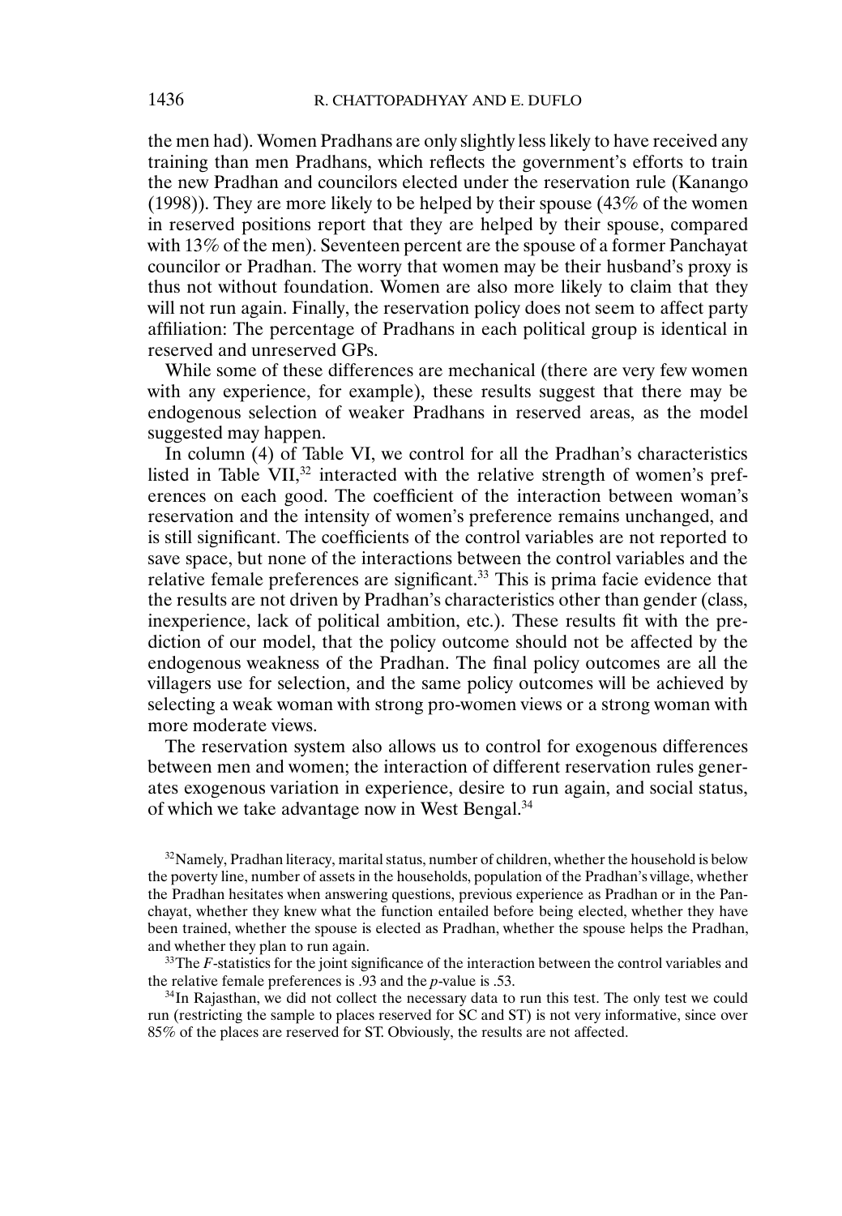the men had). Women Pradhans are only slightly less likely to have received any training than men Pradhans, which reflects the government's efforts to train the new Pradhan and councilors elected under the reservation rule (Kanango (1998)). They are more likely to be helped by their spouse (43% of the women in reserved positions report that they are helped by their spouse, compared with 13% of the men). Seventeen percent are the spouse of a former Panchayat councilor or Pradhan. The worry that women may be their husband's proxy is thus not without foundation. Women are also more likely to claim that they will not run again. Finally, the reservation policy does not seem to affect party affiliation: The percentage of Pradhans in each political group is identical in reserved and unreserved GPs.

While some of these differences are mechanical (there are very few women with any experience, for example), these results suggest that there may be endogenous selection of weaker Pradhans in reserved areas, as the model suggested may happen.

In column (4) of Table VI, we control for all the Pradhan's characteristics listed in Table VII,[32] interacted with the relative strength of women's preferences on each good. The coefficient of the interaction between woman's reservation and the intensity of women's preference remains unchanged, and is still significant. The coefficients of the control variables are not reported to save space, but none of the interactions between the control variables and the relative female preferences are significant.[33] This is prima facie evidence that the results are not driven by Pradhan's characteristics other than gender (class, inexperience, lack of political ambition, etc.). These results fit with the prediction of our model, that the policy outcome should not be affected by the endogenous weakness of the Pradhan. The final policy outcomes are all the villagers use for selection, and the same policy outcomes will be achieved by selecting a weak woman with strong pro-women views or a strong woman with more moderate views.

The reservation system also allows us to control for exogenous differences between men and women; the interaction of different reservation rules generates exogenous variation in experience, desire to run again, and social status, of which we take advantage now in West Bengal.[34]

[32]Namely, Pradhan literacy, marital status, number of children, whether the household is below the poverty line, number of assets in the households, population of the Pradhan's village, whether the Pradhan hesitates when answering questions, previous experience as Pradhan or in the Panchayat, whether they knew what the function entailed before being elected, whether they have been trained, whether the spouse is elected as Pradhan, whether the spouse helps the Pradhan, and whether they plan to run again.

[33]The $F$-statistics for the joint significance of the interaction between the control variables and the relative female preferences is .93 and the $p$-value is .53.

[34]In Rajasthan, we did not collect the necessary data to run this test. The only test we could run (restricting the sample to places reserved for SC and ST) is not very informative, since over 85% of the places are reserved for ST. Obviously, the results are not affected.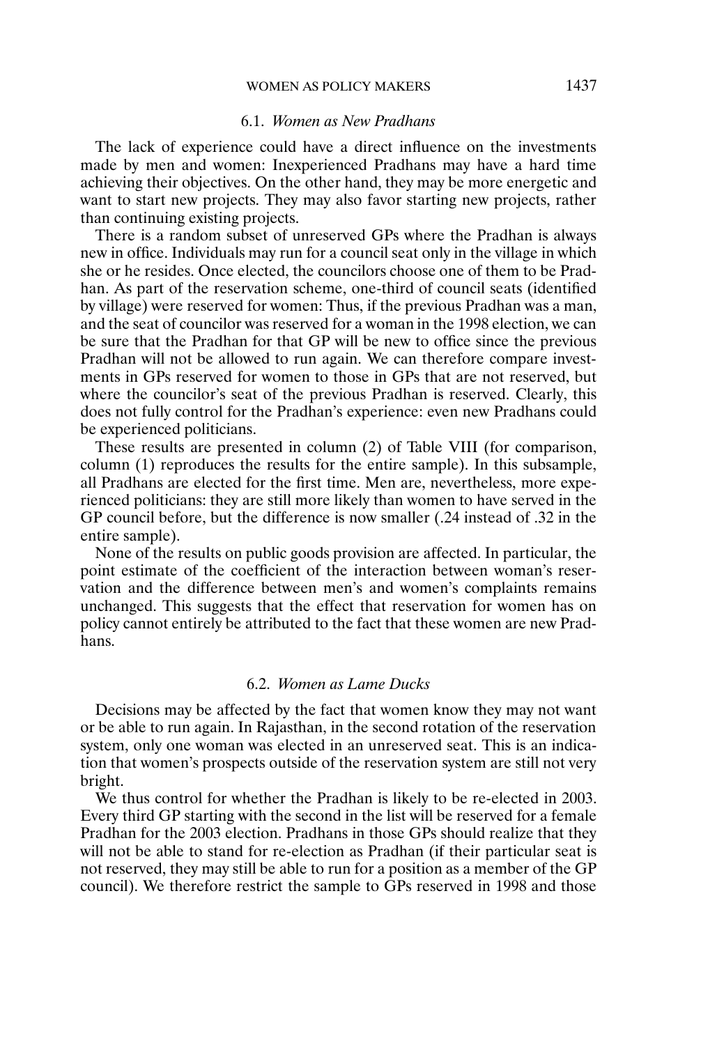### 6.1. *Women as New Pradhans*

The lack of experience could have a direct influence on the investments made by men and women: Inexperienced Pradhans may have a hard time achieving their objectives. On the other hand, they may be more energetic and want to start new projects. They may also favor starting new projects, rather than continuing existing projects.

There is a random subset of unreserved GPs where the Pradhan is always new in office. Individuals may run for a council seat only in the village in which she or he resides. Once elected, the councilors choose one of them to be Pradhan. As part of the reservation scheme, one-third of council seats (identified by village) were reserved for women: Thus, if the previous Pradhan was a man, and the seat of councilor was reserved for a woman in the 1998 election, we can be sure that the Pradhan for that GP will be new to office since the previous Pradhan will not be allowed to run again. We can therefore compare investments in GPs reserved for women to those in GPs that are not reserved, but where the councilor's seat of the previous Pradhan is reserved. Clearly, this does not fully control for the Pradhan's experience: even new Pradhans could be experienced politicians.

These results are presented in column (2) of Table VIII (for comparison, column (1) reproduces the results for the entire sample). In this subsample, all Pradhans are elected for the first time. Men are, nevertheless, more experienced politicians: they are still more likely than women to have served in the GP council before, but the difference is now smaller (.24 instead of .32 in the entire sample).

None of the results on public goods provision are affected. In particular, the point estimate of the coefficient of the interaction between woman's reservation and the difference between men's and women's complaints remains unchanged. This suggests that the effect that reservation for women has on policy cannot entirely be attributed to the fact that these women are new Pradhans.

### 6.2. *Women as Lame Ducks*

Decisions may be affected by the fact that women know they may not want or be able to run again. In Rajasthan, in the second rotation of the reservation system, only one woman was elected in an unreserved seat. This is an indication that women's prospects outside of the reservation system are still not very bright.

We thus control for whether the Pradhan is likely to be re-elected in 2003. Every third GP starting with the second in the list will be reserved for a female Pradhan for the 2003 election. Pradhans in those GPs should realize that they will not be able to stand for re-election as Pradhan (if their particular seat is not reserved, they may still be able to run for a position as a member of the GP council). We therefore restrict the sample to GPs reserved in 1998 and those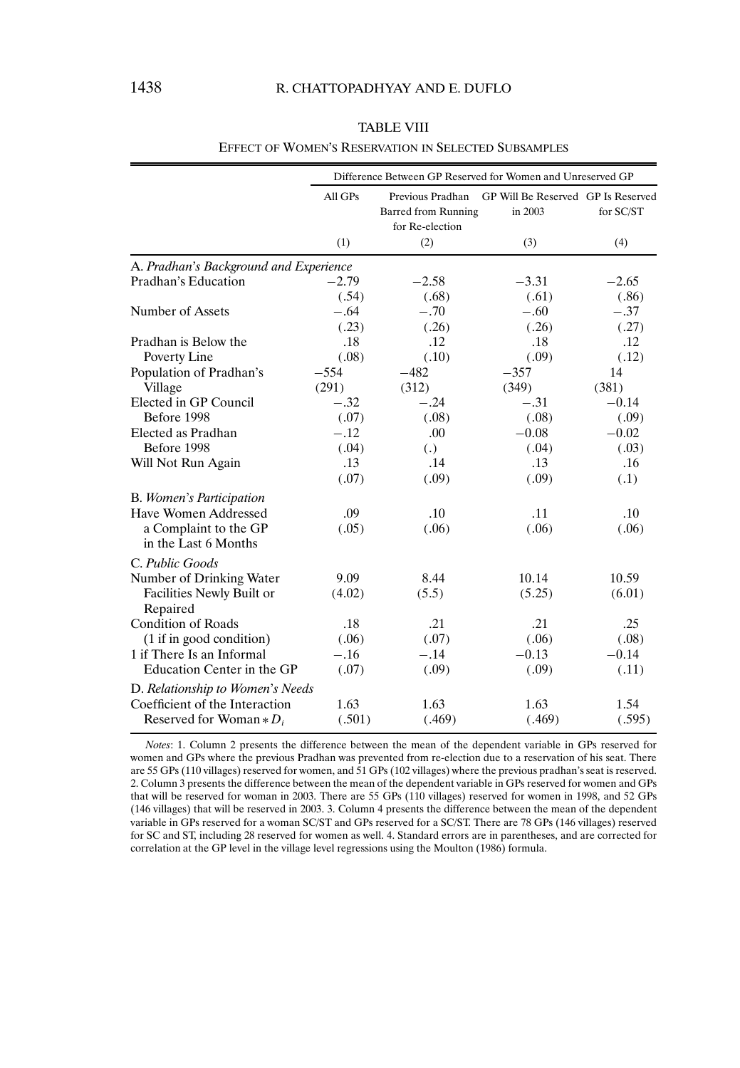TABLE VIII

EFFECT OF WOMEN'S RESERVATION IN SELECTED SUBSAMPLES

| | Difference Between GP Reserved for Women and Unreserved GP | | | |
|---|---|---|---|---|
| | All GPs | Previous Pradhan Barred from Running for Re-election | GP Will Be Reserved in 2003 | GP Is Reserved for SC/ST |
| | (1) | (2) | (3) | (4) |
| A. *Pradhan's Background and Experience* | | | | |
| Pradhan's Education | −2.79 | −2.58 | −3.31 | −2.65 |
| | (.54) | (.68) | (.61) | (.86) |
| Number of Assets | −.64 | −.70 | −.60 | −.37 |
| | (.23) | (.26) | (.26) | (.27) |
| Pradhan is Below the Poverty Line | .18 | .12 | .18 | .12 |
| | (.08) | (.10) | (.09) | (.12) |
| Population of Pradhan's Village | −554 | −482 | −357 | 14 |
| | (291) | (312) | (349) | (381) |
| Elected in GP Council Before 1998 | −.32 | −.24 | −.31 | −0.14 |
| | (.07) | (.08) | (.08) | (.09) |
| Elected as Pradhan Before 1998 | −.12 | .00 | −0.08 | −0.02 |
| | (.04) | (.) | (.04) | (.03) |
| Will Not Run Again | .13 | .14 | .13 | .16 |
| | (.07) | (.09) | (.09) | (.1) |
| B. *Women's Participation* | | | | |
| Have Women Addressed a Complaint to the GP in the Last 6 Months | .09 | .10 | .11 | .10 |
| | (.05) | (.06) | (.06) | (.06) |
| C. *Public Goods* | | | | |
| Number of Drinking Water Facilities Newly Built or Repaired | 9.09 | 8.44 | 10.14 | 10.59 |
| | (4.02) | (5.5) | (5.25) | (6.01) |
| Condition of Roads (1 if in good condition) | .18 | .21 | .21 | .25 |
| | (.06) | (.07) | (.06) | (.08) |
| 1 if There Is an Informal Education Center in the GP | −.16 | −.14 | −0.13 | −0.14 |
| | (.07) | (.09) | (.09) | (.11) |
| D. *Relationship to Women's Needs* | | | | |
| Coefficient of the Interaction Reserved for Woman $* D_i$ | 1.63 | 1.63 | 1.63 | 1.54 |
| | (.501) | (.469) | (.469) | (.595) |

*Notes*: 1. Column 2 presents the difference between the mean of the dependent variable in GPs reserved for women and GPs where the previous Pradhan was prevented from re-election due to a reservation of his seat. There are 55 GPs (110 villages) reserved for women, and 51 GPs (102 villages) where the previous pradhan's seat is reserved. 2. Column 3 presents the difference between the mean of the dependent variable in GPs reserved for women and GPs that will be reserved for woman in 2003. There are 55 GPs (110 villages) reserved for women in 1998, and 52 GPs (146 villages) that will be reserved in 2003. 3. Column 4 presents the difference between the mean of the dependent variable in GPs reserved for a woman SC/ST and GPs reserved for a SC/ST. There are 78 GPs (146 villages) reserved for SC and ST, including 28 reserved for women as well. 4. Standard errors are in parentheses, and are corrected for correlation at the GP level in the village level regressions using the Moulton (1986) formula.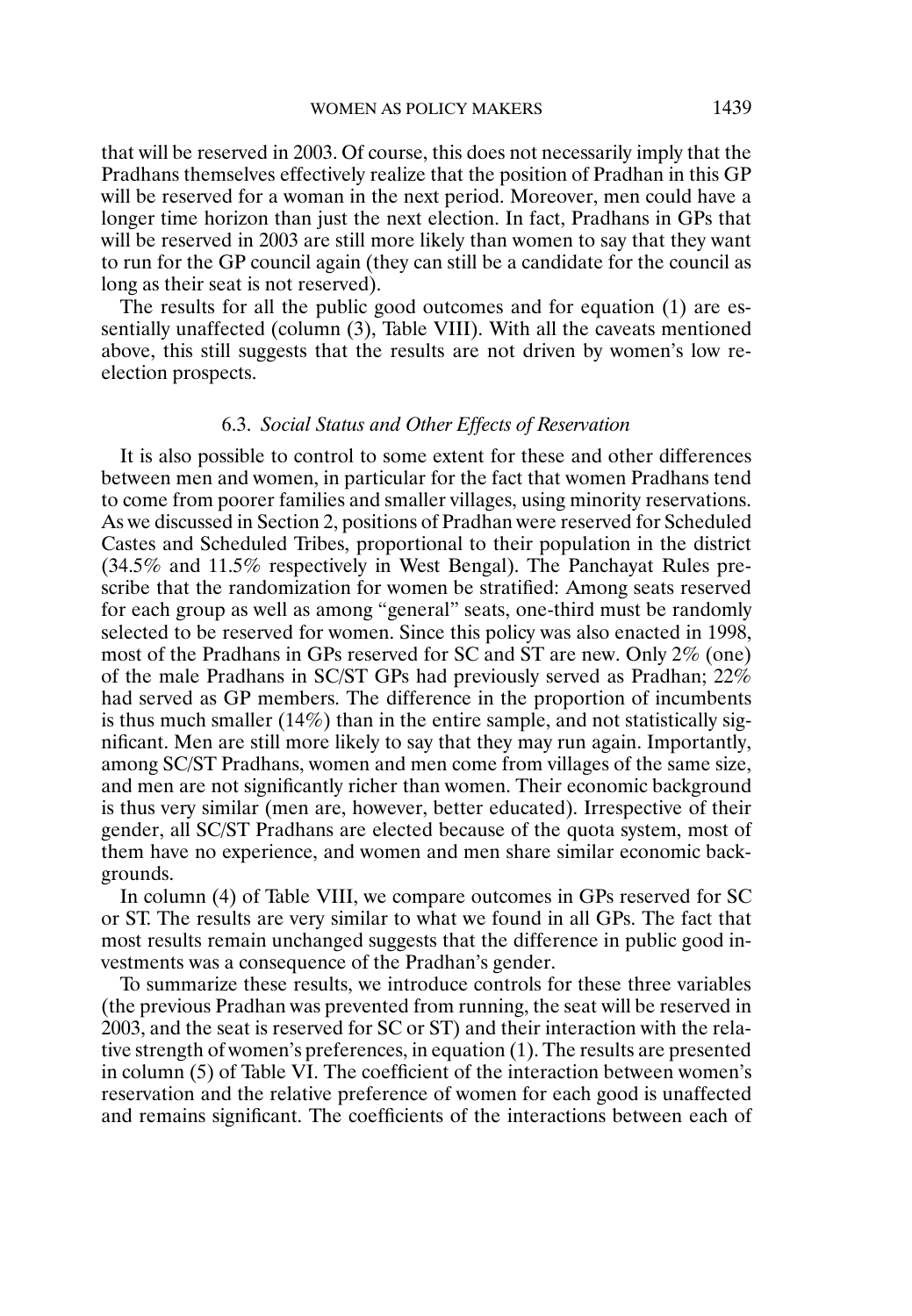that will be reserved in 2003. Of course, this does not necessarily imply that the Pradhans themselves effectively realize that the position of Pradhan in this GP will be reserved for a woman in the next period. Moreover, men could have a longer time horizon than just the next election. In fact, Pradhans in GPs that will be reserved in 2003 are still more likely than women to say that they want to run for the GP council again (they can still be a candidate for the council as long as their seat is not reserved).

The results for all the public good outcomes and for equation (1) are essentially unaffected (column (3), Table VIII). With all the caveats mentioned above, this still suggests that the results are not driven by women's low reelection prospects.

### 6.3. *Social Status and Other Effects of Reservation*

It is also possible to control to some extent for these and other differences between men and women, in particular for the fact that women Pradhans tend to come from poorer families and smaller villages, using minority reservations. As we discussed in Section 2, positions of Pradhan were reserved for Scheduled Castes and Scheduled Tribes, proportional to their population in the district (34.5% and 11.5% respectively in West Bengal). The Panchayat Rules prescribe that the randomization for women be stratified: Among seats reserved for each group as well as among "general" seats, one-third must be randomly selected to be reserved for women. Since this policy was also enacted in 1998, most of the Pradhans in GPs reserved for SC and ST are new. Only 2% (one) of the male Pradhans in SC/ST GPs had previously served as Pradhan; 22% had served as GP members. The difference in the proportion of incumbents is thus much smaller (14%) than in the entire sample, and not statistically significant. Men are still more likely to say that they may run again. Importantly, among SC/ST Pradhans, women and men come from villages of the same size, and men are not significantly richer than women. Their economic background is thus very similar (men are, however, better educated). Irrespective of their gender, all SC/ST Pradhans are elected because of the quota system, most of them have no experience, and women and men share similar economic backgrounds.

In column (4) of Table VIII, we compare outcomes in GPs reserved for SC or ST. The results are very similar to what we found in all GPs. The fact that most results remain unchanged suggests that the difference in public good investments was a consequence of the Pradhan's gender.

To summarize these results, we introduce controls for these three variables (the previous Pradhan was prevented from running, the seat will be reserved in 2003, and the seat is reserved for SC or ST) and their interaction with the relative strength of women's preferences, in equation (1). The results are presented in column (5) of Table VI. The coefficient of the interaction between women's reservation and the relative preference of women for each good is unaffected and remains significant. The coefficients of the interactions between each of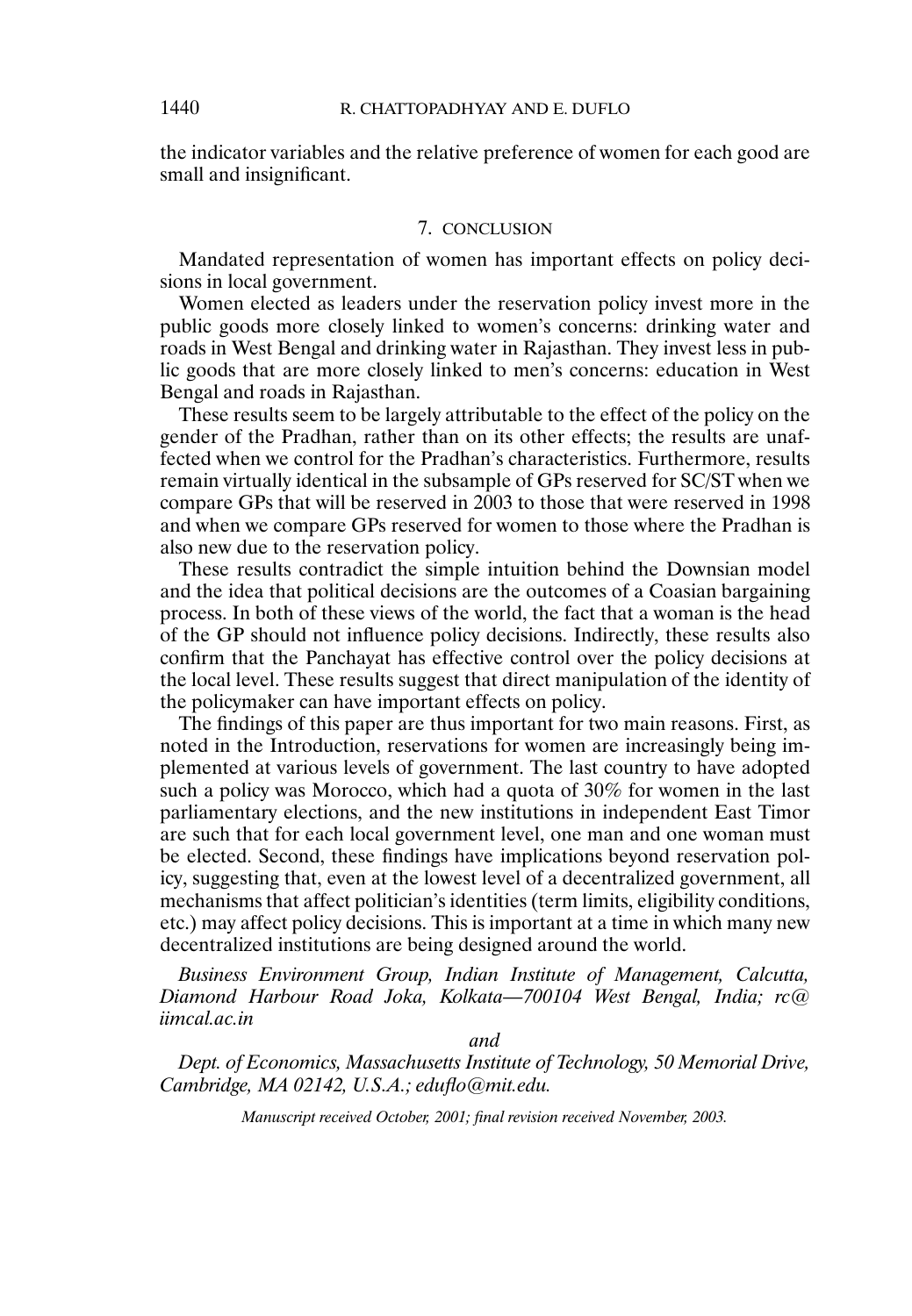the indicator variables and the relative preference of women for each good are small and insignificant.

## 7. CONCLUSION

Mandated representation of women has important effects on policy decisions in local government.

Women elected as leaders under the reservation policy invest more in the public goods more closely linked to women's concerns: drinking water and roads in West Bengal and drinking water in Rajasthan. They invest less in public goods that are more closely linked to men's concerns: education in West Bengal and roads in Rajasthan.

These results seem to be largely attributable to the effect of the policy on the gender of the Pradhan, rather than on its other effects; the results are unaffected when we control for the Pradhan's characteristics. Furthermore, results remain virtually identical in the subsample of GPs reserved for SC/ST when we compare GPs that will be reserved in 2003 to those that were reserved in 1998 and when we compare GPs reserved for women to those where the Pradhan is also new due to the reservation policy.

These results contradict the simple intuition behind the Downsian model and the idea that political decisions are the outcomes of a Coasian bargaining process. In both of these views of the world, the fact that a woman is the head of the GP should not influence policy decisions. Indirectly, these results also confirm that the Panchayat has effective control over the policy decisions at the local level. These results suggest that direct manipulation of the identity of the policymaker can have important effects on policy.

The findings of this paper are thus important for two main reasons. First, as noted in the Introduction, reservations for women are increasingly being implemented at various levels of government. The last country to have adopted such a policy was Morocco, which had a quota of 30% for women in the last parliamentary elections, and the new institutions in independent East Timor are such that for each local government level, one man and one woman must be elected. Second, these findings have implications beyond reservation policy, suggesting that, even at the lowest level of a decentralized government, all mechanisms that affect politician's identities (term limits, eligibility conditions, etc.) may affect policy decisions. This is important at a time in which many new decentralized institutions are being designed around the world.

*Business Environment Group, Indian Institute of Management, Calcutta, Diamond Harbour Road Joka, Kolkata—700104 West Bengal, India; rc@iimcal.ac.in*

*and*

*Dept. of Economics, Massachusetts Institute of Technology, 50 Memorial Drive, Cambridge, MA 02142, U.S.A.; eduflo@mit.edu.*

*Manuscript received October, 2001; final revision received November, 2003.*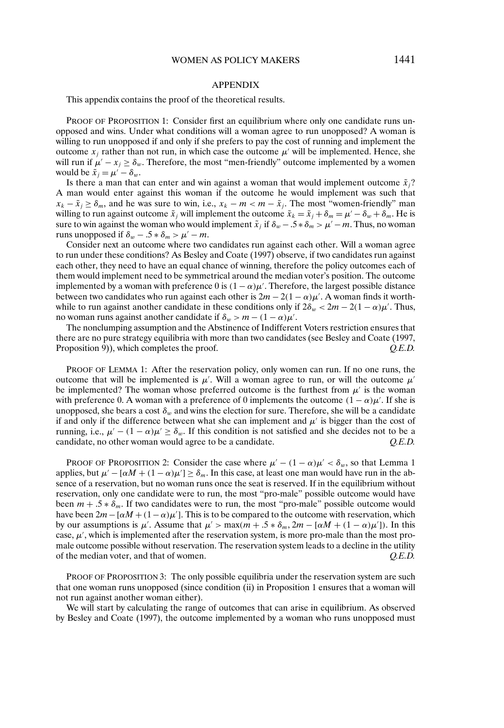## APPENDIX

This appendix contains the proof of the theoretical results.

PROOF OF PROPOSITION 1: Consider first an equilibrium where only one candidate runs unopposed and wins. Under what conditions will a woman agree to run unopposed? A woman is willing to run unopposed if and only if she prefers to pay the cost of running and implement the outcome $x_j$ rather than not run, in which case the outcome $\mu'$ will be implemented. Hence, she will run if $\mu' - x_j \geq \delta_w$. Therefore, the most "men-friendly" outcome implemented by a women would be $\tilde{x}_j = \mu' - \delta_w$.

Is there a man that can enter and win against a woman that would implement outcome $\tilde{x}_j$? A man would enter against this woman if the outcome he would implement was such that $x_k - \tilde{x}_j \geq \delta_m$, and he was sure to win, i.e., $x_k - m < m - \tilde{x}_j$. The most "women-friendly" man willing to run against outcome $\tilde{x}_j$ will implement the outcome $\tilde{x}_k = \tilde{x}_j + \delta_m = \mu' - \delta_w + \delta_m$. He is sure to win against the woman who would implement $\tilde{x}_j$ if $\delta_w - .5 * \delta_m > \mu' - m$. Thus, no woman runs unopposed if $\delta_w - .5 * \delta_m > \mu' - m$.

Consider next an outcome where two candidates run against each other. Will a woman agree to run under these conditions? As Besley and Coate (1997) observe, if two candidates run against each other, they need to have an equal chance of winning, therefore the policy outcomes each of them would implement need to be symmetrical around the median voter's position. The outcome implemented by a woman with preference 0 is $(1 - \alpha)\mu'$. Therefore, the largest possible distance between two candidates who run against each other is $2m - 2(1 - \alpha)\mu'$. A woman finds it worthwhile to run against another candidate in these conditions only if $2\delta_w < 2m - 2(1 - \alpha)\mu'$. Thus, no woman runs against another candidate if $\delta_w > m - (1 - \alpha)\mu'$.

The nonclumping assumption and the Abstinence of Indifferent Voters restriction ensures that there are no pure strategy equilibria with more than two candidates (see Besley and Coate (1997, Proposition 9)), which completes the proof. *Q.E.D.*

PROOF OF LEMMA 1: After the reservation policy, only women can run. If no one runs, the outcome that will be implemented is $\mu'$. Will a woman agree to run, or will the outcome $\mu'$ be implemented? The woman whose preferred outcome is the furthest from $\mu'$ is the woman with preference 0. A woman with a preference of 0 implements the outcome $(1 - \alpha)\mu'$. If she is unopposed, she bears a cost $\delta_w$ and wins the election for sure. Therefore, she will be a candidate if and only if the difference between what she can implement and $\mu'$ is bigger than the cost of running, i.e., $\mu' - (1 - \alpha)\mu' \geq \delta_w$. If this condition is not satisfied and she decides not to be a candidate, no other woman would agree to be a candidate. *Q.E.D.*

PROOF OF PROPOSITION 2: Consider the case where $\mu' - (1 - \alpha)\mu' < \delta_w$, so that Lemma 1 applies, but $\mu' - [\alpha M + (1 - \alpha)\mu'] \geq \delta_m$. In this case, at least one man would have run in the absence of a reservation, but no woman runs once the seat is reserved. If in the equilibrium without reservation, only one candidate were to run, the most "pro-male" possible outcome would have been $m + .5 * \delta_m$. If two candidates were to run, the most "pro-male" possible outcome would have been $2m - [\alpha M + (1 - \alpha)\mu']$. This is to be compared to the outcome with reservation, which by our assumptions is $\mu'$. Assume that $\mu' > \max(m + .5 * \delta_m, 2m - [\alpha M + (1 - \alpha)\mu'])$. In this case, $\mu'$, which is implemented after the reservation system, is more pro-male than the most pro-male outcome possible without reservation. The reservation system leads to a decline in the utility of the median voter, and that of women. *Q.E.D.*

PROOF OF PROPOSITION 3: The only possible equilibria under the reservation system are such that one woman runs unopposed (since condition (ii) in Proposition 1 ensures that a woman will not run against another woman either).

We will start by calculating the range of outcomes that can arise in equilibrium. As observed by Besley and Coate (1997), the outcome implemented by a woman who runs unopposed must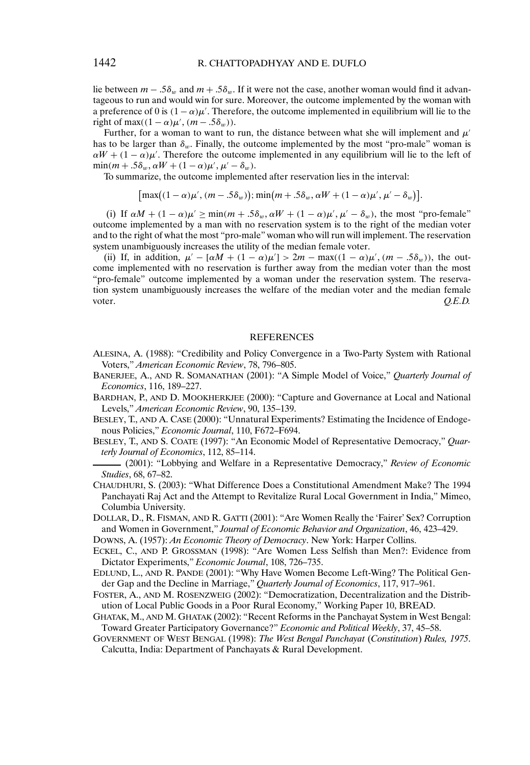lie between $m - .5\delta_w$ and $m + .5\delta_w$. If it were not the case, another woman would find it advantageous to run and would win for sure. Moreover, the outcome implemented by the woman with a preference of 0 is $(1-\alpha)\mu'$. Therefore, the outcome implemented in equilibrium will lie to the right of $\max((1-\alpha)\mu', (m - .5\delta_w))$.

Further, for a woman to want to run, the distance between what she will implement and $\mu'$ has to be larger than $\delta_w$. Finally, the outcome implemented by the most "pro-male" woman is $\alpha W + (1-\alpha)\mu'$. Therefore the outcome implemented in any equilibrium will lie to the left of $\min(m + .5\delta_w, \alpha W + (1-\alpha)\mu', \mu' - \delta_w)$.

To summarize, the outcome implemented after reservation lies in the interval:

$$\left[\max\left((1-\alpha)\mu', (m - .5\delta_w)\right); \min\left(m + .5\delta_w, \alpha W + (1-\alpha)\mu', \mu' - \delta_w\right)\right].$$

(i) If $\alpha M + (1-\alpha)\mu' \geq \min(m + .5\delta_w, \alpha W + (1-\alpha)\mu', \mu' - \delta_w)$, the most "pro-female" outcome implemented by a man with no reservation system is to the right of the median voter and to the right of what the most "pro-male" woman who will run will implement. The reservation system unambiguously increases the utility of the median female voter.

(ii) If, in addition, $\mu' - [\alpha M + (1-\alpha)\mu'] > 2m - \max((1-\alpha)\mu', (m - .5\delta_w))$, the outcome implemented with no reservation is further away from the median voter than the most "pro-female" outcome implemented by a woman under the reservation system. The reservation system unambiguously increases the welfare of the median voter and the median female voter. *Q.E.D.*

## REFERENCES

ALESINA, A. (1988): "Credibility and Policy Convergence in a Two-Party System with Rational Voters," *American Economic Review*, 78, 796–805.

BANERJEE, A., AND R. SOMANATHAN (2001): "A Simple Model of Voice," *Quarterly Journal of Economics*, 116, 189–227.

BARDHAN, P., AND D. MOOKHERKJEE (2000): "Capture and Governance at Local and National Levels," *American Economic Review*, 90, 135–139.

BESLEY, T., AND A. CASE (2000): "Unnatural Experiments? Estimating the Incidence of Endogenous Policies," *Economic Journal*, 110, F672–F694.

BESLEY, T., AND S. COATE (1997): "An Economic Model of Representative Democracy," *Quarterly Journal of Economics*, 112, 85–114.

——— (2001): "Lobbying and Welfare in a Representative Democracy," *Review of Economic Studies*, 68, 67–82.

CHAUDHURI, S. (2003): "What Difference Does a Constitutional Amendment Make? The 1994 Panchayati Raj Act and the Attempt to Revitalize Rural Local Government in India," Mimeo, Columbia University.

DOLLAR, D., R. FISMAN, AND R. GATTI (2001): "Are Women Really the 'Fairer' Sex? Corruption and Women in Government," *Journal of Economic Behavior and Organization*, 46, 423–429.

DOWNS, A. (1957): *An Economic Theory of Democracy*. New York: Harper Collins.

ECKEL, C., AND P. GROSSMAN (1998): "Are Women Less Selfish than Men?: Evidence from Dictator Experiments," *Economic Journal*, 108, 726–735.

EDLUND, L., AND R. PANDE (2001): "Why Have Women Become Left-Wing? The Political Gender Gap and the Decline in Marriage," *Quarterly Journal of Economics*, 117, 917–961.

FOSTER, A., AND M. ROSENZWEIG (2002): "Democratization, Decentralization and the Distribution of Local Public Goods in a Poor Rural Economy," Working Paper 10, BREAD.

GHATAK, M., AND M. GHATAK (2002): "Recent Reforms in the Panchayat System in West Bengal: Toward Greater Participatory Governance?" *Economic and Political Weekly*, 37, 45–58.

GOVERNMENT OF WEST BENGAL (1998): *The West Bengal Panchayat (Constitution) Rules, 1975*. Calcutta, India: Department of Panchayats & Rural Development.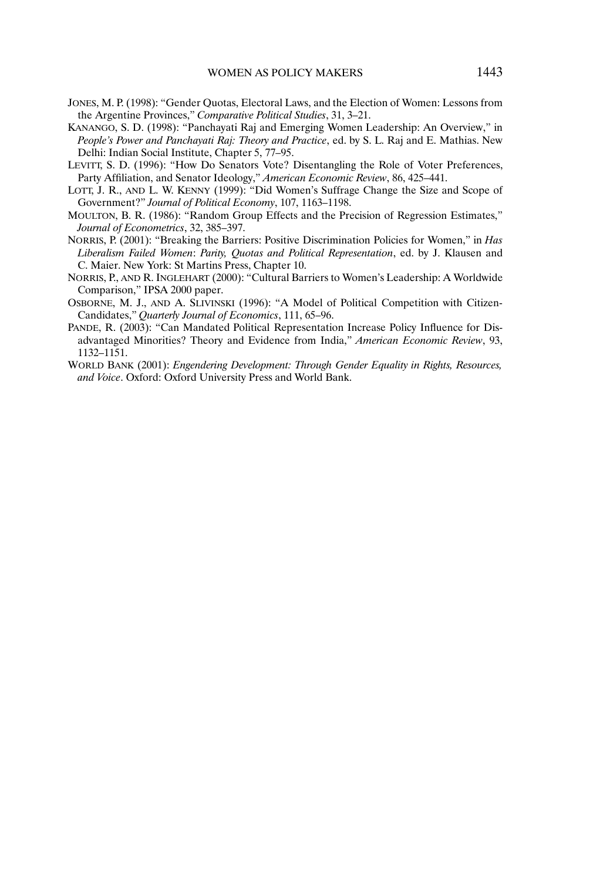JONES, M. P. (1998): "Gender Quotas, Electoral Laws, and the Election of Women: Lessons from the Argentine Provinces," *Comparative Political Studies*, 31, 3–21.

KANANGO, S. D. (1998): "Panchayati Raj and Emerging Women Leadership: An Overview," in *People's Power and Panchayati Raj: Theory and Practice*, ed. by S. L. Raj and E. Mathias. New Delhi: Indian Social Institute, Chapter 5, 77–95.

LEVITT, S. D. (1996): "How Do Senators Vote? Disentangling the Role of Voter Preferences, Party Affiliation, and Senator Ideology," *American Economic Review*, 86, 425–441.

LOTT, J. R., AND L. W. KENNY (1999): "Did Women's Suffrage Change the Size and Scope of Government?" *Journal of Political Economy*, 107, 1163–1198.

MOULTON, B. R. (1986): "Random Group Effects and the Precision of Regression Estimates," *Journal of Econometrics*, 32, 385–397.

NORRIS, P. (2001): "Breaking the Barriers: Positive Discrimination Policies for Women," in *Has Liberalism Failed Women*: *Parity, Quotas and Political Representation*, ed. by J. Klausen and C. Maier. New York: St Martins Press, Chapter 10.

NORRIS, P., AND R. INGLEHART (2000): "Cultural Barriers to Women's Leadership: A Worldwide Comparison," IPSA 2000 paper.

OSBORNE, M. J., AND A. SLIVINSKI (1996): "A Model of Political Competition with Citizen-Candidates," *Quarterly Journal of Economics*, 111, 65–96.

PANDE, R. (2003): "Can Mandated Political Representation Increase Policy Influence for Disadvantaged Minorities? Theory and Evidence from India," *American Economic Review*, 93, 1132–1151.

WORLD BANK (2001): *Engendering Development: Through Gender Equality in Rights, Resources, and Voice*. Oxford: Oxford University Press and World Bank.